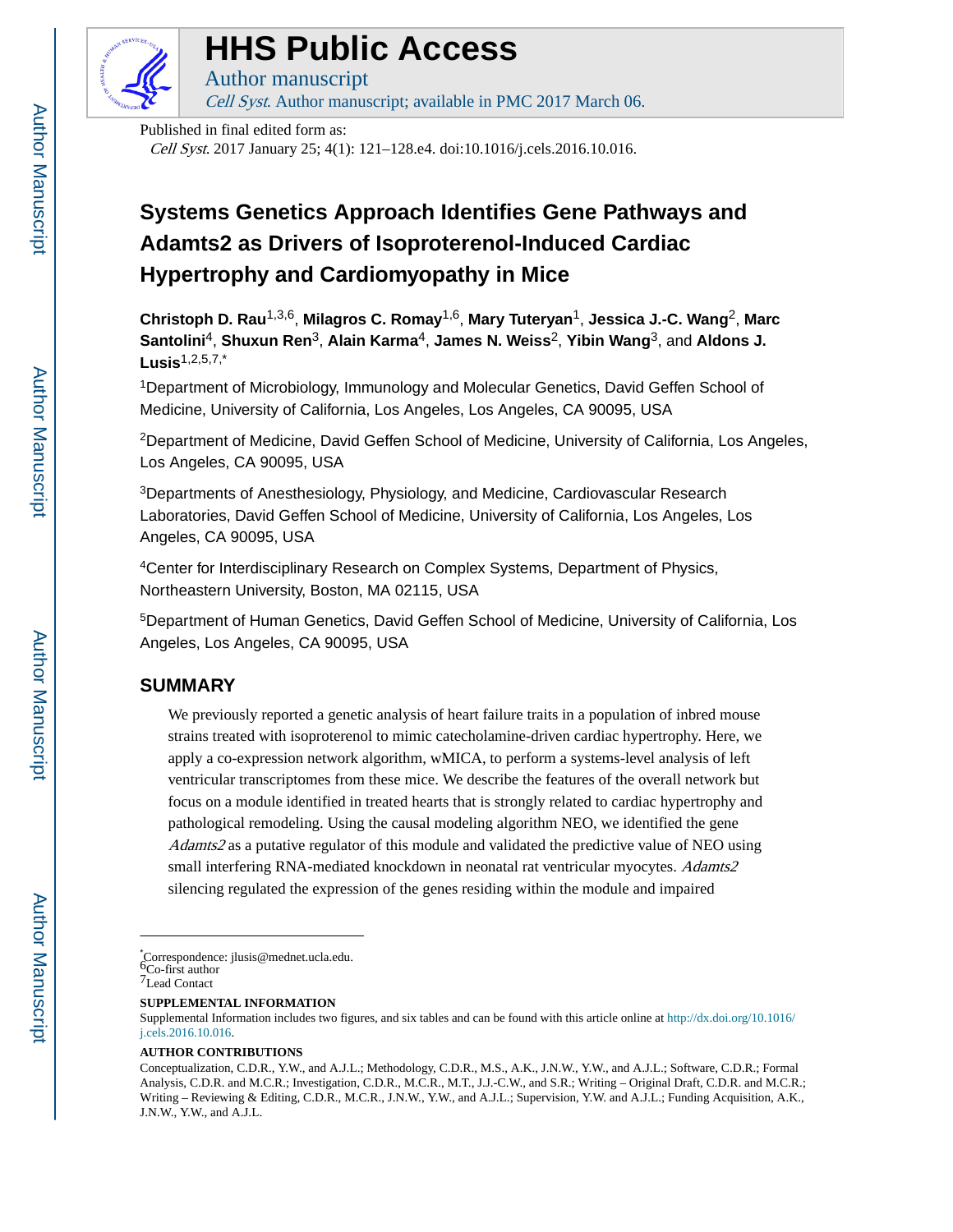# HHS Public Access

Author manuscript

*Cell Syst*. Author manuscript; available in PMC 2017 March 06.

Published in final edited form as:

*Cell Syst*. 2017 January 25; 4(1): 121–128.e4. doi:10.1016/j.cels.2016.10.016.

# Systems Genetics Approach Identifies Gene Pathways and Adamts2 as Drivers of Isoproterenol-Induced Cardiac Hypertrophy and Cardiomyopathy in Mice

**Christoph D. Rau**[1,3,6], **Milagros C. Romay**[1,6], **Mary Tuteryan**[1], **Jessica J.-C. Wang**[2], **Marc Santolini**[4], **Shuxun Ren**[3], **Alain Karma**[4], **James N. Weiss**[2], **Yibin Wang**[3], and **Aldons J. Lusis**[1,2,5,7,*]

[1]Department of Microbiology, Immunology and Molecular Genetics, David Geffen School of Medicine, University of California, Los Angeles, Los Angeles, CA 90095, USA

[2]Department of Medicine, David Geffen School of Medicine, University of California, Los Angeles, Los Angeles, CA 90095, USA

[3]Departments of Anesthesiology, Physiology, and Medicine, Cardiovascular Research Laboratories, David Geffen School of Medicine, University of California, Los Angeles, Los Angeles, CA 90095, USA

[4]Center for Interdisciplinary Research on Complex Systems, Department of Physics, Northeastern University, Boston, MA 02115, USA

[5]Department of Human Genetics, David Geffen School of Medicine, University of California, Los Angeles, Los Angeles, CA 90095, USA

## SUMMARY

We previously reported a genetic analysis of heart failure traits in a population of inbred mouse strains treated with isoproterenol to mimic catecholamine-driven cardiac hypertrophy. Here, we apply a co-expression network algorithm, wMICA, to perform a systems-level analysis of left ventricular transcriptomes from these mice. We describe the features of the overall network but focus on a module identified in treated hearts that is strongly related to cardiac hypertrophy and pathological remodeling. Using the causal modeling algorithm NEO, we identified the gene *Adamts2* as a putative regulator of this module and validated the predictive value of NEO using small interfering RNA-mediated knockdown in neonatal rat ventricular myocytes. *Adamts2* silencing regulated the expression of the genes residing within the module and impaired

---

[*]Correspondence: jlusis@mednet.ucla.edu.
[6]Co-first author
[7]Lead Contact

**SUPPLEMENTAL INFORMATION**

Supplemental Information includes two figures, and six tables and can be found with this article online at http://dx.doi.org/10.1016/j.cels.2016.10.016.

**AUTHOR CONTRIBUTIONS**

Conceptualization, C.D.R., Y.W., and A.J.L.; Methodology, C.D.R., M.S., A.K., J.N.W., Y.W., and A.J.L.; Software, C.D.R.; Formal Analysis, C.D.R. and M.C.R.; Investigation, C.D.R., M.C.R., M.T., J.J.-C.W., and S.R.; Writing – Original Draft, C.D.R. and M.C.R.; Writing – Reviewing & Editing, C.D.R., M.C.R., J.N.W., Y.W., and A.J.L.; Supervision, Y.W. and A.J.L.; Funding Acquisition, A.K., J.N.W., Y.W., and A.J.L.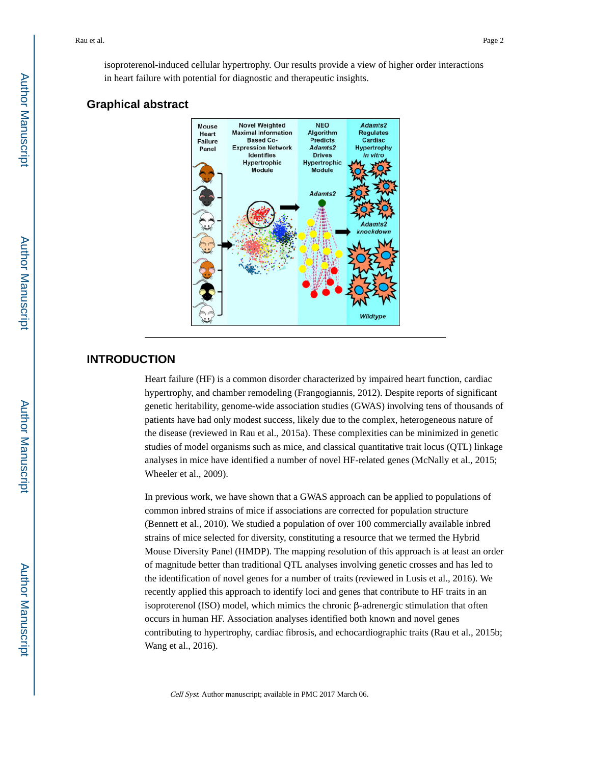isoproterenol-induced cellular hypertrophy. Our results provide a view of higher order interactions in heart failure with potential for diagnostic and therapeutic insights.

## Graphical abstract

## INTRODUCTION

Heart failure (HF) is a common disorder characterized by impaired heart function, cardiac hypertrophy, and chamber remodeling (Frangogiannis, 2012). Despite reports of significant genetic heritability, genome-wide association studies (GWAS) involving tens of thousands of patients have had only modest success, likely due to the complex, heterogeneous nature of the disease (reviewed in Rau et al., 2015a). These complexities can be minimized in genetic studies of model organisms such as mice, and classical quantitative trait locus (QTL) linkage analyses in mice have identified a number of novel HF-related genes (McNally et al., 2015; Wheeler et al., 2009).

In previous work, we have shown that a GWAS approach can be applied to populations of common inbred strains of mice if associations are corrected for population structure (Bennett et al., 2010). We studied a population of over 100 commercially available inbred strains of mice selected for diversity, constituting a resource that we termed the Hybrid Mouse Diversity Panel (HMDP). The mapping resolution of this approach is at least an order of magnitude better than traditional QTL analyses involving genetic crosses and has led to the identification of novel genes for a number of traits (reviewed in Lusis et al., 2016). We recently applied this approach to identify loci and genes that contribute to HF traits in an isoproterenol (ISO) model, which mimics the chronic β-adrenergic stimulation that often occurs in human HF. Association analyses identified both known and novel genes contributing to hypertrophy, cardiac fibrosis, and echocardiographic traits (Rau et al., 2015b; Wang et al., 2016).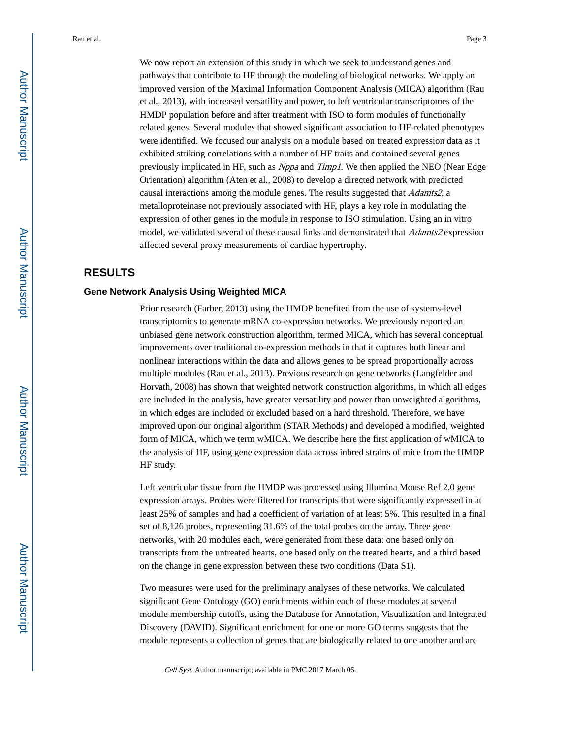We now report an extension of this study in which we seek to understand genes and pathways that contribute to HF through the modeling of biological networks. We apply an improved version of the Maximal Information Component Analysis (MICA) algorithm (Rau et al., 2013), with increased versatility and power, to left ventricular transcriptomes of the HMDP population before and after treatment with ISO to form modules of functionally related genes. Several modules that showed significant association to HF-related phenotypes were identified. We focused our analysis on a module based on treated expression data as it exhibited striking correlations with a number of HF traits and contained several genes previously implicated in HF, such as *Nppa* and *Timp1*. We then applied the NEO (Near Edge Orientation) algorithm (Aten et al., 2008) to develop a directed network with predicted causal interactions among the module genes. The results suggested that *Adamts2*, a metalloproteinase not previously associated with HF, plays a key role in modulating the expression of other genes in the module in response to ISO stimulation. Using an in vitro model, we validated several of these causal links and demonstrated that *Adamts2* expression affected several proxy measurements of cardiac hypertrophy.

## RESULTS

### Gene Network Analysis Using Weighted MICA

Prior research (Farber, 2013) using the HMDP benefited from the use of systems-level transcriptomics to generate mRNA co-expression networks. We previously reported an unbiased gene network construction algorithm, termed MICA, which has several conceptual improvements over traditional co-expression methods in that it captures both linear and nonlinear interactions within the data and allows genes to be spread proportionally across multiple modules (Rau et al., 2013). Previous research on gene networks (Langfelder and Horvath, 2008) has shown that weighted network construction algorithms, in which all edges are included in the analysis, have greater versatility and power than unweighted algorithms, in which edges are included or excluded based on a hard threshold. Therefore, we have improved upon our original algorithm (STAR Methods) and developed a modified, weighted form of MICA, which we term wMICA. We describe here the first application of wMICA to the analysis of HF, using gene expression data across inbred strains of mice from the HMDP HF study.

Left ventricular tissue from the HMDP was processed using Illumina Mouse Ref 2.0 gene expression arrays. Probes were filtered for transcripts that were significantly expressed in at least 25% of samples and had a coefficient of variation of at least 5%. This resulted in a final set of 8,126 probes, representing 31.6% of the total probes on the array. Three gene networks, with 20 modules each, were generated from these data: one based only on transcripts from the untreated hearts, one based only on the treated hearts, and a third based on the change in gene expression between these two conditions (Data S1).

Two measures were used for the preliminary analyses of these networks. We calculated significant Gene Ontology (GO) enrichments within each of these modules at several module membership cutoffs, using the Database for Annotation, Visualization and Integrated Discovery (DAVID). Significant enrichment for one or more GO terms suggests that the module represents a collection of genes that are biologically related to one another and are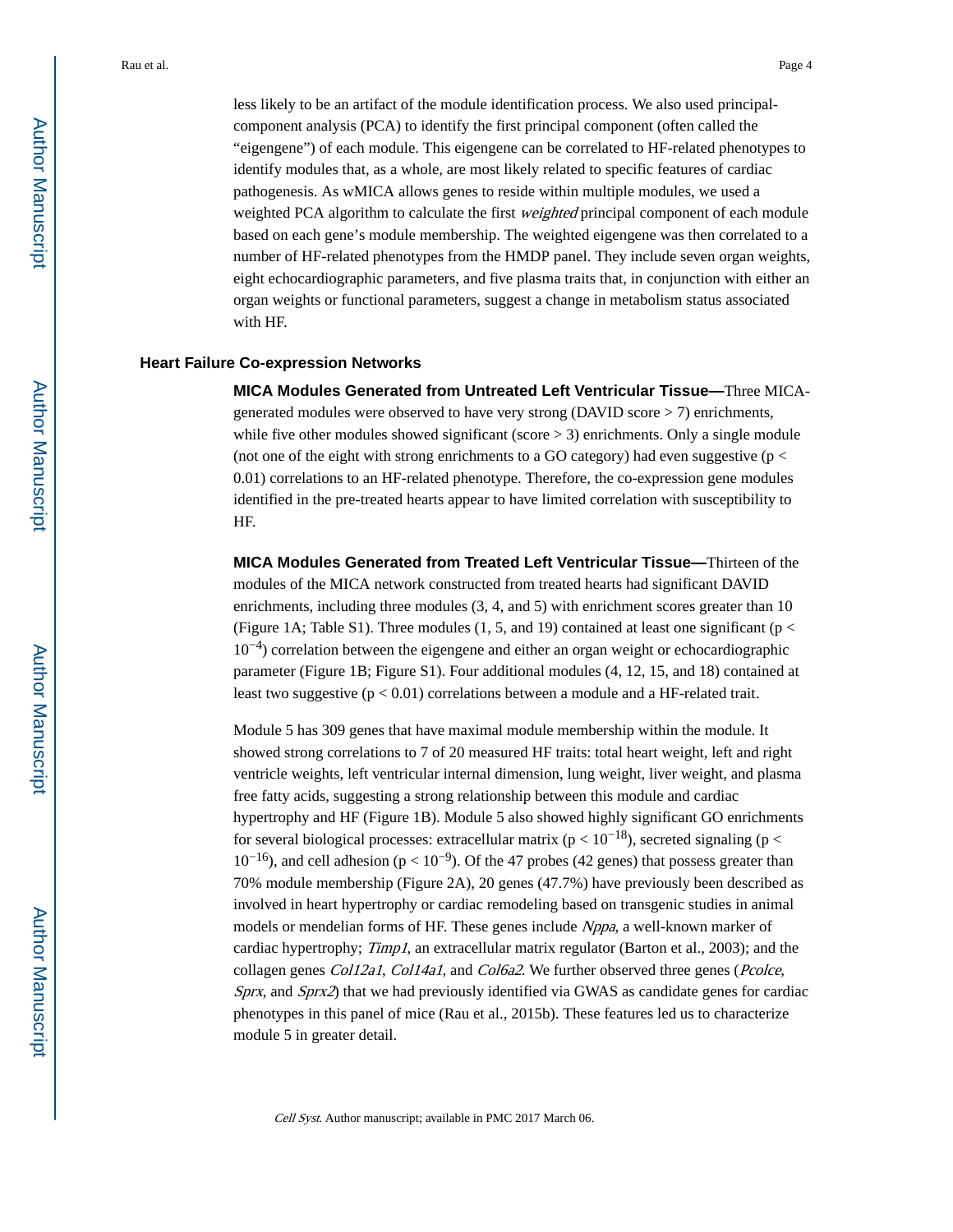less likely to be an artifact of the module identification process. We also used principal-component analysis (PCA) to identify the first principal component (often called the "eigengene") of each module. This eigengene can be correlated to HF-related phenotypes to identify modules that, as a whole, are most likely related to specific features of cardiac pathogenesis. As wMICA allows genes to reside within multiple modules, we used a weighted PCA algorithm to calculate the first *weighted* principal component of each module based on each gene's module membership. The weighted eigengene was then correlated to a number of HF-related phenotypes from the HMDP panel. They include seven organ weights, eight echocardiographic parameters, and five plasma traits that, in conjunction with either an organ weights or functional parameters, suggest a change in metabolism status associated with HF.

## Heart Failure Co-expression Networks

**MICA Modules Generated from Untreated Left Ventricular Tissue—**Three MICA-generated modules were observed to have very strong (DAVID score > 7) enrichments, while five other modules showed significant (score > 3) enrichments. Only a single module (not one of the eight with strong enrichments to a GO category) had even suggestive ($p < 0.01$) correlations to an HF-related phenotype. Therefore, the co-expression gene modules identified in the pre-treated hearts appear to have limited correlation with susceptibility to HF.

**MICA Modules Generated from Treated Left Ventricular Tissue—**Thirteen of the modules of the MICA network constructed from treated hearts had significant DAVID enrichments, including three modules (3, 4, and 5) with enrichment scores greater than 10 (Figure 1A; Table S1). Three modules (1, 5, and 19) contained at least one significant ($p < 10^{-4}$) correlation between the eigengene and either an organ weight or echocardiographic parameter (Figure 1B; Figure S1). Four additional modules (4, 12, 15, and 18) contained at least two suggestive ($p < 0.01$) correlations between a module and a HF-related trait.

Module 5 has 309 genes that have maximal module membership within the module. It showed strong correlations to 7 of 20 measured HF traits: total heart weight, left and right ventricle weights, left ventricular internal dimension, lung weight, liver weight, and plasma free fatty acids, suggesting a strong relationship between this module and cardiac hypertrophy and HF (Figure 1B). Module 5 also showed highly significant GO enrichments for several biological processes: extracellular matrix ($p < 10^{-18}$), secreted signaling ($p < 10^{-16}$), and cell adhesion ($p < 10^{-9}$). Of the 47 probes (42 genes) that possess greater than 70% module membership (Figure 2A), 20 genes (47.7%) have previously been described as involved in heart hypertrophy or cardiac remodeling based on transgenic studies in animal models or mendelian forms of HF. These genes include *Nppa*, a well-known marker of cardiac hypertrophy; *Timp1*, an extracellular matrix regulator (Barton et al., 2003); and the collagen genes *Col12a1*, *Col14a1*, and *Col6a2*. We further observed three genes (*Pcolce*, *Sprx*, and *Sprx2*) that we had previously identified via GWAS as candidate genes for cardiac phenotypes in this panel of mice (Rau et al., 2015b). These features led us to characterize module 5 in greater detail.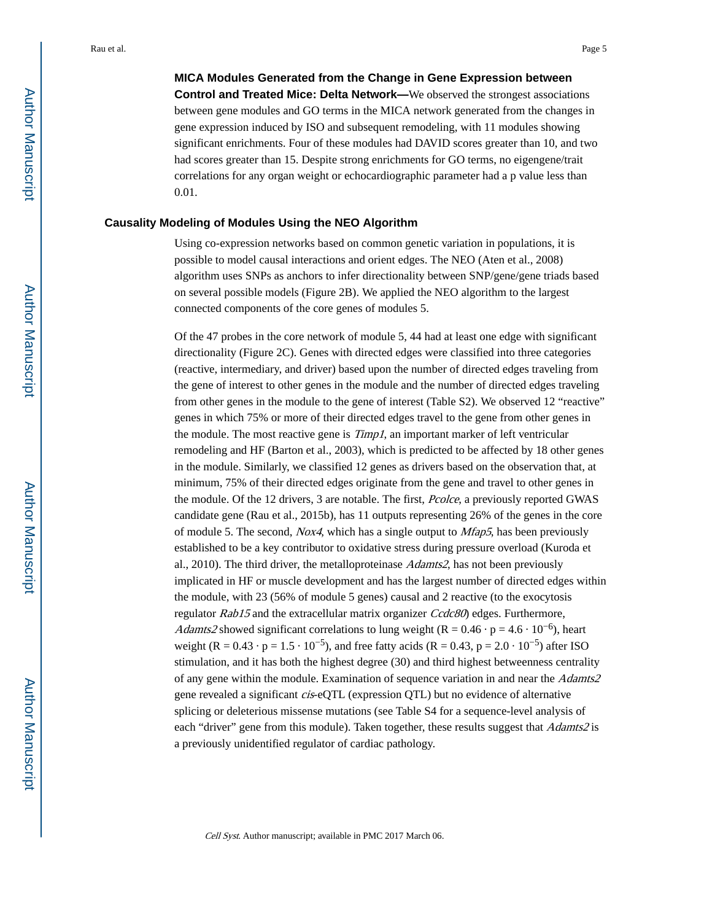**MICA Modules Generated from the Change in Gene Expression between Control and Treated Mice: Delta Network—**We observed the strongest associations between gene modules and GO terms in the MICA network generated from the changes in gene expression induced by ISO and subsequent remodeling, with 11 modules showing significant enrichments. Four of these modules had DAVID scores greater than 10, and two had scores greater than 15. Despite strong enrichments for GO terms, no eigengene/trait correlations for any organ weight or echocardiographic parameter had a p value less than 0.01.

### Causality Modeling of Modules Using the NEO Algorithm

Using co-expression networks based on common genetic variation in populations, it is possible to model causal interactions and orient edges. The NEO (Aten et al., 2008) algorithm uses SNPs as anchors to infer directionality between SNP/gene/gene triads based on several possible models (Figure 2B). We applied the NEO algorithm to the largest connected components of the core genes of modules 5.

Of the 47 probes in the core network of module 5, 44 had at least one edge with significant directionality (Figure 2C). Genes with directed edges were classified into three categories (reactive, intermediary, and driver) based upon the number of directed edges traveling from the gene of interest to other genes in the module and the number of directed edges traveling from other genes in the module to the gene of interest (Table S2). We observed 12 "reactive" genes in which 75% or more of their directed edges travel to the gene from other genes in the module. The most reactive gene is *Timp1*, an important marker of left ventricular remodeling and HF (Barton et al., 2003), which is predicted to be affected by 18 other genes in the module. Similarly, we classified 12 genes as drivers based on the observation that, at minimum, 75% of their directed edges originate from the gene and travel to other genes in the module. Of the 12 drivers, 3 are notable. The first, *Pcolce*, a previously reported GWAS candidate gene (Rau et al., 2015b), has 11 outputs representing 26% of the genes in the core of module 5. The second, *Nox4*, which has a single output to *Mfap5*, has been previously established to be a key contributor to oxidative stress during pressure overload (Kuroda et al., 2010). The third driver, the metalloproteinase *Adamts2*, has not been previously implicated in HF or muscle development and has the largest number of directed edges within the module, with 23 (56% of module 5 genes) causal and 2 reactive (to the exocytosis regulator *Rab15* and the extracellular matrix organizer *Ccdc80*) edges. Furthermore, *Adamts2* showed significant correlations to lung weight ($R = 0.46 \cdot p = 4.6 \cdot 10^{-6}$), heart weight ($R = 0.43 \cdot p = 1.5 \cdot 10^{-5}$), and free fatty acids ($R = 0.43$, $p = 2.0 \cdot 10^{-5}$) after ISO stimulation, and it has both the highest degree (30) and third highest betweenness centrality of any gene within the module. Examination of sequence variation in and near the *Adamts2* gene revealed a significant *cis*-eQTL (expression QTL) but no evidence of alternative splicing or deleterious missense mutations (see Table S4 for a sequence-level analysis of each "driver" gene from this module). Taken together, these results suggest that *Adamts2* is a previously unidentified regulator of cardiac pathology.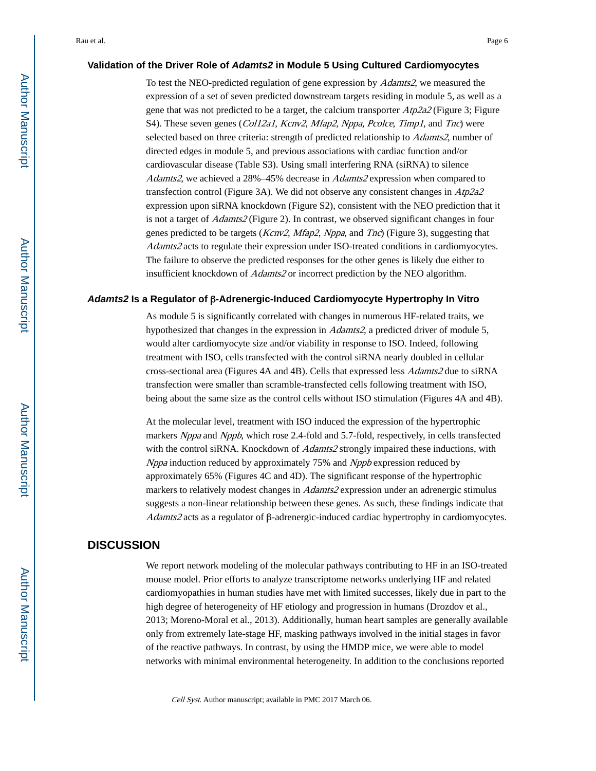### Validation of the Driver Role of *Adamts2* in Module 5 Using Cultured Cardiomyocytes

To test the NEO-predicted regulation of gene expression by *Adamts2*, we measured the expression of a set of seven predicted downstream targets residing in module 5, as well as a gene that was not predicted to be a target, the calcium transporter *Atp2a2* (Figure 3; Figure S4). These seven genes (*Col12a1*, *Kcnv2*, *Mfap2*, *Nppa*, *Pcolce*, *Timp1*, and *Tnc*) were selected based on three criteria: strength of predicted relationship to *Adamts2*, number of directed edges in module 5, and previous associations with cardiac function and/or cardiovascular disease (Table S3). Using small interfering RNA (siRNA) to silence *Adamts2*, we achieved a 28%–45% decrease in *Adamts2* expression when compared to transfection control (Figure 3A). We did not observe any consistent changes in *Atp2a2* expression upon siRNA knockdown (Figure S2), consistent with the NEO prediction that it is not a target of *Adamts2* (Figure 2). In contrast, we observed significant changes in four genes predicted to be targets (*Kcnv2*, *Mfap2*, *Nppa*, and *Tnc*) (Figure 3), suggesting that *Adamts2* acts to regulate their expression under ISO-treated conditions in cardiomyocytes. The failure to observe the predicted responses for the other genes is likely due either to insufficient knockdown of *Adamts2* or incorrect prediction by the NEO algorithm.

### *Adamts2* Is a Regulator of β-Adrenergic-Induced Cardiomyocyte Hypertrophy In Vitro

As module 5 is significantly correlated with changes in numerous HF-related traits, we hypothesized that changes in the expression in *Adamts2*, a predicted driver of module 5, would alter cardiomyocyte size and/or viability in response to ISO. Indeed, following treatment with ISO, cells transfected with the control siRNA nearly doubled in cellular cross-sectional area (Figures 4A and 4B). Cells that expressed less *Adamts2* due to siRNA transfection were smaller than scramble-transfected cells following treatment with ISO, being about the same size as the control cells without ISO stimulation (Figures 4A and 4B).

At the molecular level, treatment with ISO induced the expression of the hypertrophic markers *Nppa* and *Nppb*, which rose 2.4-fold and 5.7-fold, respectively, in cells transfected with the control siRNA. Knockdown of *Adamts2* strongly impaired these inductions, with *Nppa* induction reduced by approximately 75% and *Nppb* expression reduced by approximately 65% (Figures 4C and 4D). The significant response of the hypertrophic markers to relatively modest changes in *Adamts2* expression under an adrenergic stimulus suggests a non-linear relationship between these genes. As such, these findings indicate that *Adamts2* acts as a regulator of β-adrenergic-induced cardiac hypertrophy in cardiomyocytes.

## DISCUSSION

We report network modeling of the molecular pathways contributing to HF in an ISO-treated mouse model. Prior efforts to analyze transcriptome networks underlying HF and related cardiomyopathies in human studies have met with limited successes, likely due in part to the high degree of heterogeneity of HF etiology and progression in humans (Drozdov et al., 2013; Moreno-Moral et al., 2013). Additionally, human heart samples are generally available only from extremely late-stage HF, masking pathways involved in the initial stages in favor of the reactive pathways. In contrast, by using the HMDP mice, we were able to model networks with minimal environmental heterogeneity. In addition to the conclusions reported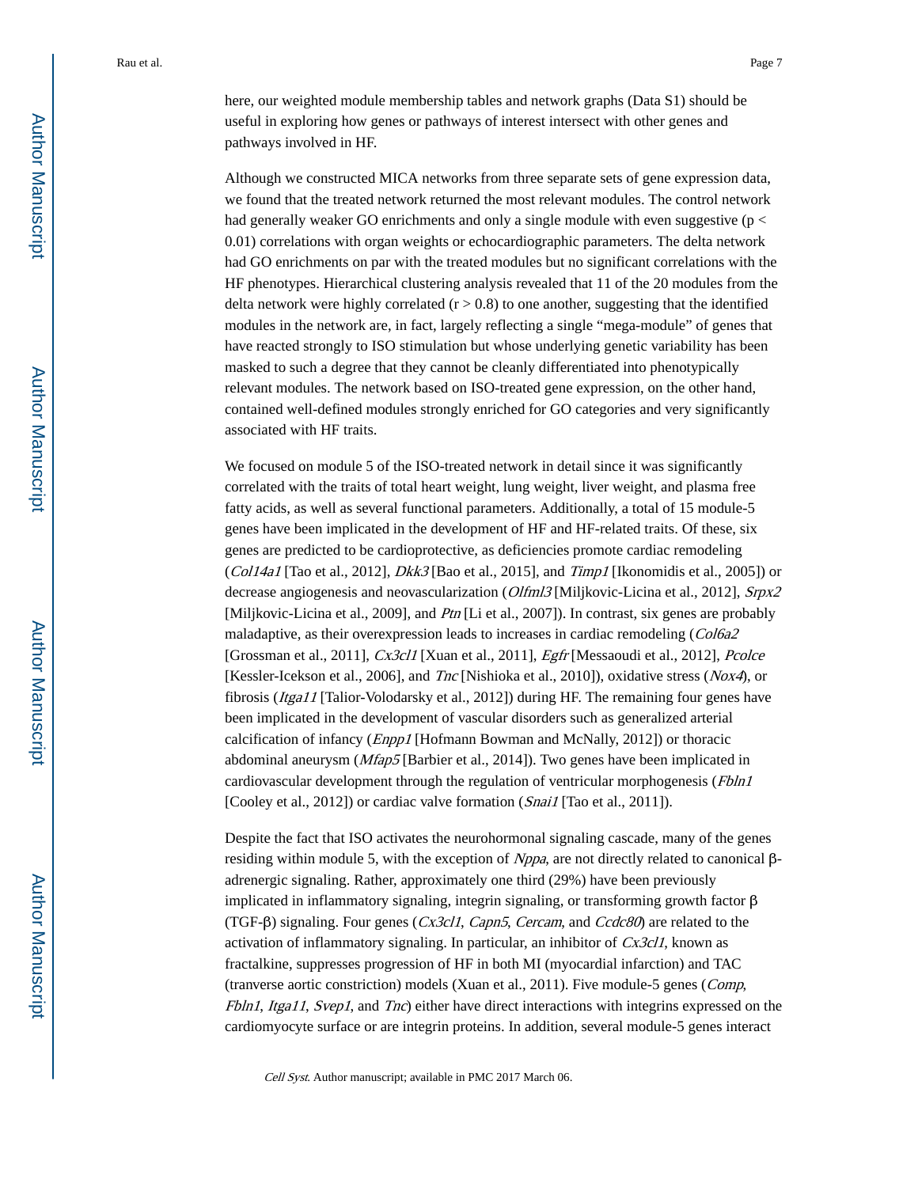here, our weighted module membership tables and network graphs (Data S1) should be useful in exploring how genes or pathways of interest intersect with other genes and pathways involved in HF.

Although we constructed MICA networks from three separate sets of gene expression data, we found that the treated network returned the most relevant modules. The control network had generally weaker GO enrichments and only a single module with even suggestive ($p < 0.01$) correlations with organ weights or echocardiographic parameters. The delta network had GO enrichments on par with the treated modules but no significant correlations with the HF phenotypes. Hierarchical clustering analysis revealed that 11 of the 20 modules from the delta network were highly correlated ($r > 0.8$) to one another, suggesting that the identified modules in the network are, in fact, largely reflecting a single "mega-module" of genes that have reacted strongly to ISO stimulation but whose underlying genetic variability has been masked to such a degree that they cannot be cleanly differentiated into phenotypically relevant modules. The network based on ISO-treated gene expression, on the other hand, contained well-defined modules strongly enriched for GO categories and very significantly associated with HF traits.

We focused on module 5 of the ISO-treated network in detail since it was significantly correlated with the traits of total heart weight, lung weight, liver weight, and plasma free fatty acids, as well as several functional parameters. Additionally, a total of 15 module-5 genes have been implicated in the development of HF and HF-related traits. Of these, six genes are predicted to be cardioprotective, as deficiencies promote cardiac remodeling (*Col14a1* [Tao et al., 2012], *Dkk3* [Bao et al., 2015], and *Timp1* [Ikonomidis et al., 2005]) or decrease angiogenesis and neovascularization (*Olfml3* [Miljkovic-Licina et al., 2012], *Srpx2* [Miljkovic-Licina et al., 2009], and *Ptn* [Li et al., 2007]). In contrast, six genes are probably maladaptive, as their overexpression leads to increases in cardiac remodeling (*Col6a2* [Grossman et al., 2011], *Cx3cl1* [Xuan et al., 2011], *Egfr* [Messaoudi et al., 2012], *Pcolce* [Kessler-Icekson et al., 2006], and *Tnc* [Nishioka et al., 2010]), oxidative stress (*Nox4*), or fibrosis (*Itga11* [Talior-Volodarsky et al., 2012]) during HF. The remaining four genes have been implicated in the development of vascular disorders such as generalized arterial calcification of infancy (*Enpp1* [Hofmann Bowman and McNally, 2012]) or thoracic abdominal aneurysm (*Mfap5* [Barbier et al., 2014]). Two genes have been implicated in cardiovascular development through the regulation of ventricular morphogenesis (*Fbln1* [Cooley et al., 2012]) or cardiac valve formation (*Snai1* [Tao et al., 2011]).

Despite the fact that ISO activates the neurohormonal signaling cascade, many of the genes residing within module 5, with the exception of *Nppa*, are not directly related to canonical β-adrenergic signaling. Rather, approximately one third (29%) have been previously implicated in inflammatory signaling, integrin signaling, or transforming growth factor β (TGF-β) signaling. Four genes (*Cx3cl1*, *Capn5*, *Cercam*, and *Ccdc80*) are related to the activation of inflammatory signaling. In particular, an inhibitor of *Cx3cl1*, known as fractalkine, suppresses progression of HF in both MI (myocardial infarction) and TAC (tranverse aortic constriction) models (Xuan et al., 2011). Five module-5 genes (*Comp*, *Fbln1*, *Itga11*, *Svep1*, and *Tnc*) either have direct interactions with integrins expressed on the cardiomyocyte surface or are integrin proteins. In addition, several module-5 genes interact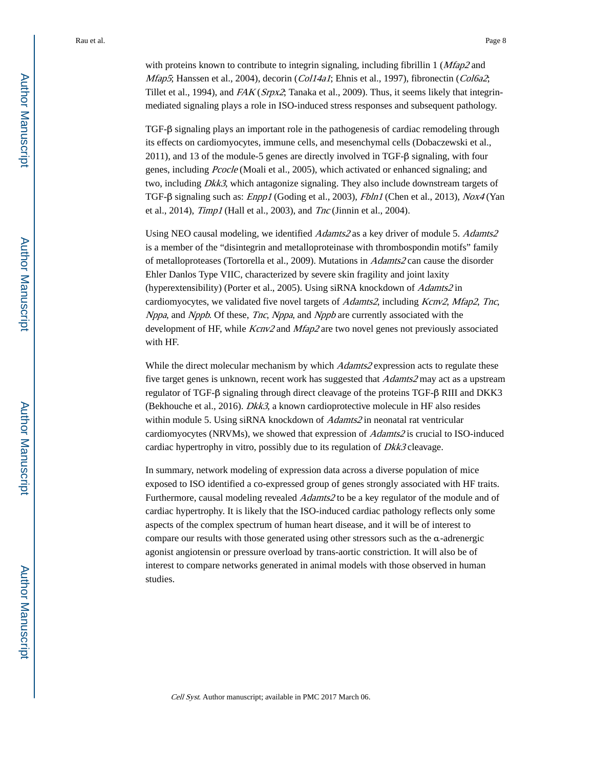with proteins known to contribute to integrin signaling, including fibrillin 1 (*Mfap2* and *Mfap5*; Hanssen et al., 2004), decorin (*Col14a1*; Ehnis et al., 1997), fibronectin (*Col6a2*; Tillet et al., 1994), and *FAK* (*Srpx2*; Tanaka et al., 2009). Thus, it seems likely that integrin-mediated signaling plays a role in ISO-induced stress responses and subsequent pathology.

TGF-β signaling plays an important role in the pathogenesis of cardiac remodeling through its effects on cardiomyocytes, immune cells, and mesenchymal cells (Dobaczewski et al., 2011), and 13 of the module-5 genes are directly involved in TGF-β signaling, with four genes, including *Pcocle* (Moali et al., 2005), which activated or enhanced signaling; and two, including *Dkk3*, which antagonize signaling. They also include downstream targets of TGF-β signaling such as: *Enpp1* (Goding et al., 2003), *Fbln1* (Chen et al., 2013), *Nox4* (Yan et al., 2014), *Timp1* (Hall et al., 2003), and *Tnc* (Jinnin et al., 2004).

Using NEO causal modeling, we identified *Adamts2* as a key driver of module 5. *Adamts2* is a member of the "disintegrin and metalloproteinase with thrombospondin motifs" family of metalloproteases (Tortorella et al., 2009). Mutations in *Adamts2* can cause the disorder Ehler Danlos Type VIIC, characterized by severe skin fragility and joint laxity (hyperextensibility) (Porter et al., 2005). Using siRNA knockdown of *Adamts2* in cardiomyocytes, we validated five novel targets of *Adamts2*, including *Kcnv2*, *Mfap2*, *Tnc*, *Nppa*, and *Nppb*. Of these, *Tnc*, *Nppa*, and *Nppb* are currently associated with the development of HF, while *Kcnv2* and *Mfap2* are two novel genes not previously associated with HF.

While the direct molecular mechanism by which *Adamts2* expression acts to regulate these five target genes is unknown, recent work has suggested that *Adamts2* may act as a upstream regulator of TGF-β signaling through direct cleavage of the proteins TGF-β RIII and DKK3 (Bekhouche et al., 2016). *Dkk3*, a known cardioprotective molecule in HF also resides within module 5. Using siRNA knockdown of *Adamts2* in neonatal rat ventricular cardiomyocytes (NRVMs), we showed that expression of *Adamts2* is crucial to ISO-induced cardiac hypertrophy in vitro, possibly due to its regulation of *Dkk3* cleavage.

In summary, network modeling of expression data across a diverse population of mice exposed to ISO identified a co-expressed group of genes strongly associated with HF traits. Furthermore, causal modeling revealed *Adamts2* to be a key regulator of the module and of cardiac hypertrophy. It is likely that the ISO-induced cardiac pathology reflects only some aspects of the complex spectrum of human heart disease, and it will be of interest to compare our results with those generated using other stressors such as the α-adrenergic agonist angiotensin or pressure overload by trans-aortic constriction. It will also be of interest to compare networks generated in animal models with those observed in human studies.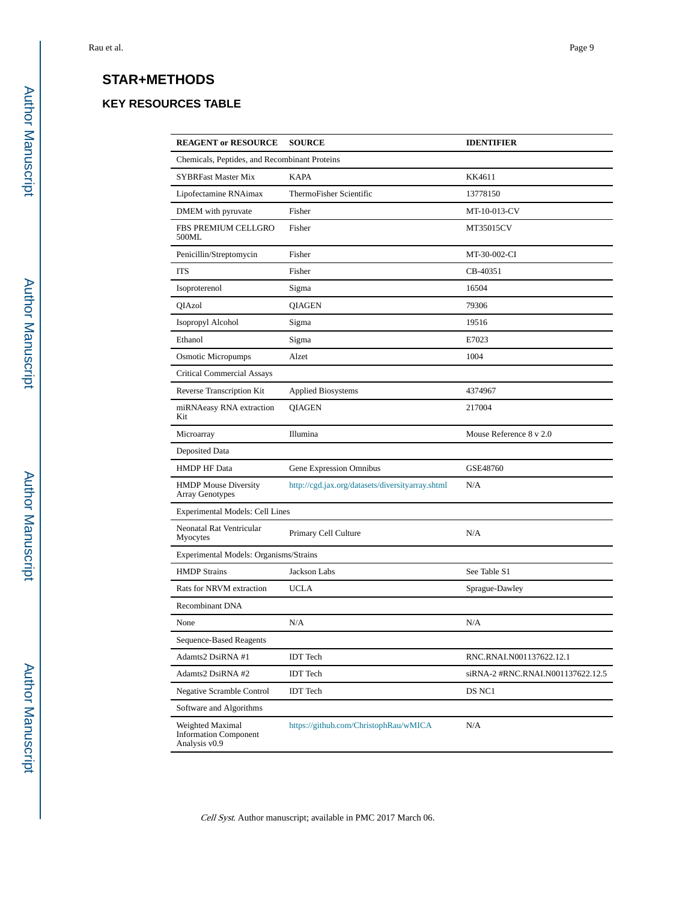## STAR+METHODS

### KEY RESOURCES TABLE

| REAGENT or RESOURCE | SOURCE | IDENTIFIER |
|---|---|---|
| Chemicals, Peptides, and Recombinant Proteins | | |
| SYBRFast Master Mix | KAPA | KK4611 |
| Lipofectamine RNAimax | ThermoFisher Scientific | 13778150 |
| DMEM with pyruvate | Fisher | MT-10-013-CV |
| FBS PREMIUM CELLGRO 500ML | Fisher | MT35015CV |
| Penicillin/Streptomycin | Fisher | MT-30-002-CI |
| ITS | Fisher | CB-40351 |
| Isoproterenol | Sigma | 16504 |
| QIAzol | QIAGEN | 79306 |
| Isopropyl Alcohol | Sigma | 19516 |
| Ethanol | Sigma | E7023 |
| Osmotic Micropumps | Alzet | 1004 |
| Critical Commercial Assays | | |
| Reverse Transcription Kit | Applied Biosystems | 4374967 |
| miRNAeasy RNA extraction Kit | QIAGEN | 217004 |
| Microarray | Illumina | Mouse Reference 8 v 2.0 |
| Deposited Data | | |
| HMDP HF Data | Gene Expression Omnibus | GSE48760 |
| HMDP Mouse Diversity Array Genotypes | http://cgd.jax.org/datasets/diversityarray.shtml | N/A |
| Experimental Models: Cell Lines | | |
| Neonatal Rat Ventricular Myocytes | Primary Cell Culture | N/A |
| Experimental Models: Organisms/Strains | | |
| HMDP Strains | Jackson Labs | See Table S1 |
| Rats for NRVM extraction | UCLA | Sprague-Dawley |
| Recombinant DNA | | |
| None | N/A | N/A |
| Sequence-Based Reagents | | |
| Adamts2 DsiRNA #1 | IDT Tech | RNC.RNAI.N001137622.12.1 |
| Adamts2 DsiRNA #2 | IDT Tech | siRNA-2 #RNC.RNAI.N001137622.12.5 |
| Negative Scramble Control | IDT Tech | DS NC1 |
| Software and Algorithms | | |
| Weighted Maximal Information Component Analysis v0.9 | https://github.com/ChristophRau/wMICA | N/A |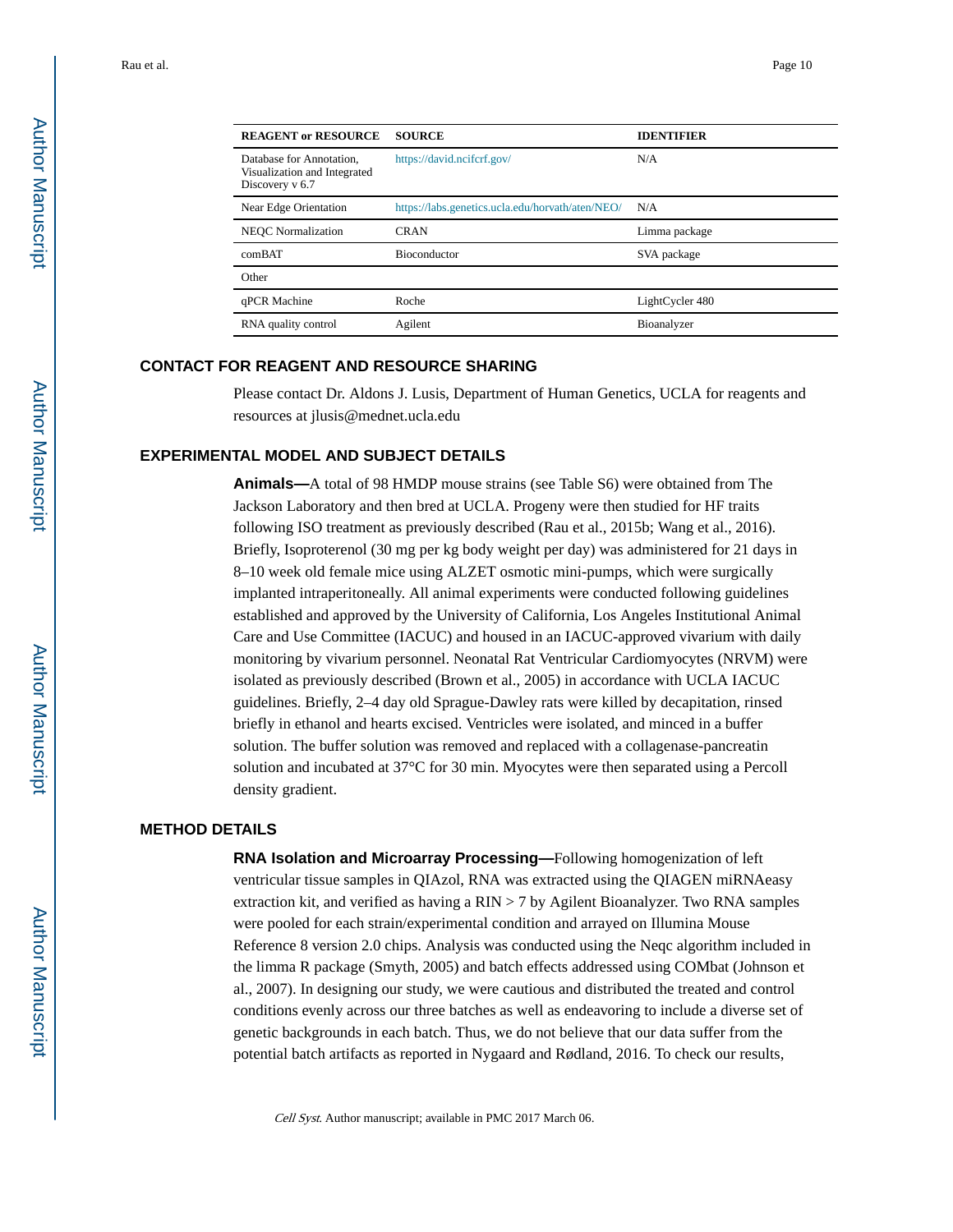| REAGENT or RESOURCE | SOURCE | IDENTIFIER |
| --- | --- | --- |
| Database for Annotation, Visualization and Integrated Discovery v 6.7 | https://david.ncifcrf.gov/ | N/A |
| Near Edge Orientation | https://labs.genetics.ucla.edu/horvath/aten/NEO/ | N/A |
| NEQC Normalization | CRAN | Limma package |
| comBAT | Bioconductor | SVA package |
| Other | | |
| qPCR Machine | Roche | LightCycler 480 |
| RNA quality control | Agilent | Bioanalyzer |

## CONTACT FOR REAGENT AND RESOURCE SHARING

Please contact Dr. Aldons J. Lusis, Department of Human Genetics, UCLA for reagents and resources at jlusis@mednet.ucla.edu

## EXPERIMENTAL MODEL AND SUBJECT DETAILS

**Animals—**A total of 98 HMDP mouse strains (see Table S6) were obtained from The Jackson Laboratory and then bred at UCLA. Progeny were then studied for HF traits following ISO treatment as previously described (Rau et al., 2015b; Wang et al., 2016). Briefly, Isoproterenol (30 mg per kg body weight per day) was administered for 21 days in 8–10 week old female mice using ALZET osmotic mini-pumps, which were surgically implanted intraperitoneally. All animal experiments were conducted following guidelines established and approved by the University of California, Los Angeles Institutional Animal Care and Use Committee (IACUC) and housed in an IACUC-approved vivarium with daily monitoring by vivarium personnel. Neonatal Rat Ventricular Cardiomyocytes (NRVM) were isolated as previously described (Brown et al., 2005) in accordance with UCLA IACUC guidelines. Briefly, 2–4 day old Sprague-Dawley rats were killed by decapitation, rinsed briefly in ethanol and hearts excised. Ventricles were isolated, and minced in a buffer solution. The buffer solution was removed and replaced with a collagenase-pancreatin solution and incubated at 37°C for 30 min. Myocytes were then separated using a Percoll density gradient.

## METHOD DETAILS

**RNA Isolation and Microarray Processing—**Following homogenization of left ventricular tissue samples in QIAzol, RNA was extracted using the QIAGEN miRNAeasy extraction kit, and verified as having a RIN > 7 by Agilent Bioanalyzer. Two RNA samples were pooled for each strain/experimental condition and arrayed on Illumina Mouse Reference 8 version 2.0 chips. Analysis was conducted using the Neqc algorithm included in the limma R package (Smyth, 2005) and batch effects addressed using COMbat (Johnson et al., 2007). In designing our study, we were cautious and distributed the treated and control conditions evenly across our three batches as well as endeavoring to include a diverse set of genetic backgrounds in each batch. Thus, we do not believe that our data suffer from the potential batch artifacts as reported in Nygaard and Rødland, 2016. To check our results,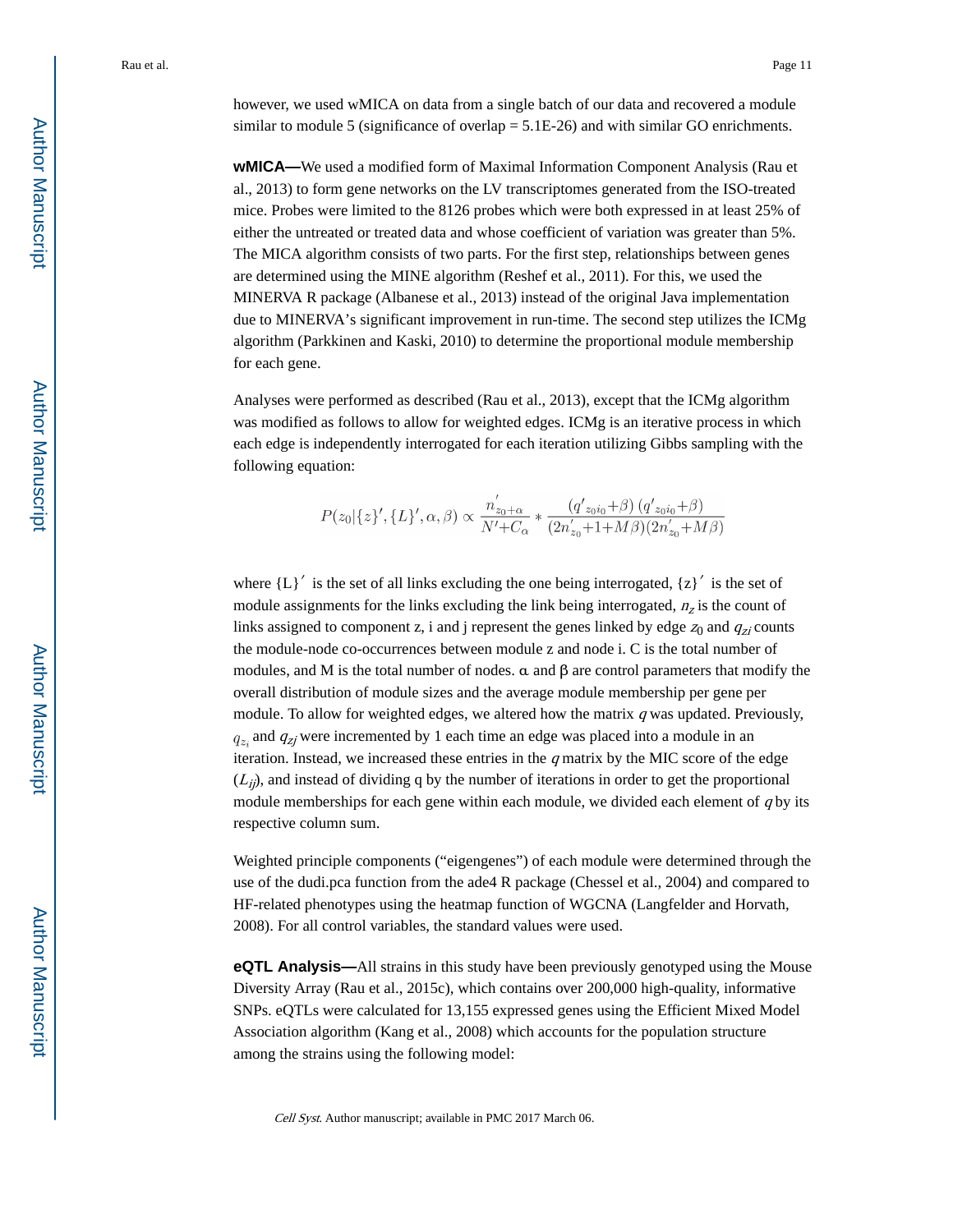however, we used wMICA on data from a single batch of our data and recovered a module similar to module 5 (significance of overlap = 5.1E-26) and with similar GO enrichments.

**wMICA—**We used a modified form of Maximal Information Component Analysis (Rau et al., 2013) to form gene networks on the LV transcriptomes generated from the ISO-treated mice. Probes were limited to the 8126 probes which were both expressed in at least 25% of either the untreated or treated data and whose coefficient of variation was greater than 5%. The MICA algorithm consists of two parts. For the first step, relationships between genes are determined using the MINE algorithm (Reshef et al., 2011). For this, we used the MINERVA R package (Albanese et al., 2013) instead of the original Java implementation due to MINERVA's significant improvement in run-time. The second step utilizes the ICMg algorithm (Parkkinen and Kaski, 2010) to determine the proportional module membership for each gene.

Analyses were performed as described (Rau et al., 2013), except that the ICMg algorithm was modified as follows to allow for weighted edges. ICMg is an iterative process in which each edge is independently interrogated for each iteration utilizing Gibbs sampling with the following equation:

$$P(z_0|\{z\}', \{L\}', \alpha, \beta) \propto \frac{n'_{z_0+\alpha}}{N'+C_\alpha} * \frac{(q'_{z_0 i_0}+\beta)\,(q'_{z_0 i_0}+\beta)}{(2n'_{z_0}+1+M\beta)(2n'_{z_0}+M\beta)}$$

where $\{L\}'$ is the set of all links excluding the one being interrogated, $\{z\}'$ is the set of module assignments for the links excluding the link being interrogated, $n_z$ is the count of links assigned to component z, i and j represent the genes linked by edge $z_0$ and $q_{zi}$ counts the module-node co-occurrences between module z and node i. C is the total number of modules, and M is the total number of nodes. α and β are control parameters that modify the overall distribution of module sizes and the average module membership per gene per module. To allow for weighted edges, we altered how the matrix $q$ was updated. Previously, $q_{z_i}$ and $q_{zj}$ were incremented by 1 each time an edge was placed into a module in an iteration. Instead, we increased these entries in the $q$ matrix by the MIC score of the edge ($L_{ij}$), and instead of dividing q by the number of iterations in order to get the proportional module memberships for each gene within each module, we divided each element of $q$ by its respective column sum.

Weighted principle components ("eigengenes") of each module were determined through the use of the dudi.pca function from the ade4 R package (Chessel et al., 2004) and compared to HF-related phenotypes using the heatmap function of WGCNA (Langfelder and Horvath, 2008). For all control variables, the standard values were used.

**eQTL Analysis—**All strains in this study have been previously genotyped using the Mouse Diversity Array (Rau et al., 2015c), which contains over 200,000 high-quality, informative SNPs. eQTLs were calculated for 13,155 expressed genes using the Efficient Mixed Model Association algorithm (Kang et al., 2008) which accounts for the population structure among the strains using the following model: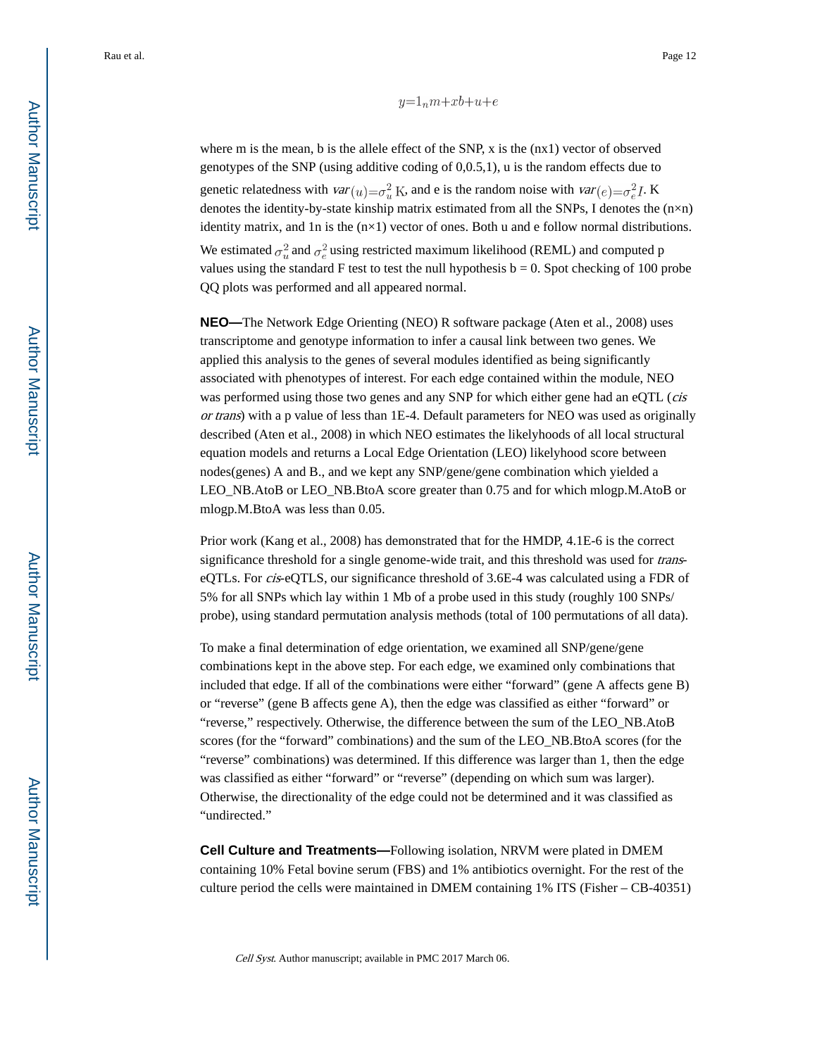$$y = 1_n m + xb + u + e$$

where m is the mean, b is the allele effect of the SNP, x is the (nx1) vector of observed genotypes of the SNP (using additive coding of 0,0.5,1), u is the random effects due to genetic relatedness with $var(u) = \sigma_u^2$ K, and e is the random noise with $var(e) = \sigma_e^2 I$. K denotes the identity-by-state kinship matrix estimated from all the SNPs, I denotes the (n×n) identity matrix, and 1n is the (n×1) vector of ones. Both u and e follow normal distributions. We estimated $\sigma_u^2$ and $\sigma_e^2$ using restricted maximum likelihood (REML) and computed p values using the standard F test to test the null hypothesis b = 0. Spot checking of 100 probe QQ plots was performed and all appeared normal.

**NEO—**The Network Edge Orienting (NEO) R software package (Aten et al., 2008) uses transcriptome and genotype information to infer a causal link between two genes. We applied this analysis to the genes of several modules identified as being significantly associated with phenotypes of interest. For each edge contained within the module, NEO was performed using those two genes and any SNP for which either gene had an eQTL (*cis or trans*) with a p value of less than 1E-4. Default parameters for NEO was used as originally described (Aten et al., 2008) in which NEO estimates the likelyhoods of all local structural equation models and returns a Local Edge Orientation (LEO) likelihood score between nodes(genes) A and B., and we kept any SNP/gene/gene combination which yielded a LEO_NB.AtoB or LEO_NB.BtoA score greater than 0.75 and for which mlogp.M.AtoB or mlogp.M.BtoA was less than 0.05.

Prior work (Kang et al., 2008) has demonstrated that for the HMDP, 4.1E-6 is the correct significance threshold for a single genome-wide trait, and this threshold was used for *trans*-eQTLs. For *cis*-eQTLS, our significance threshold of 3.6E-4 was calculated using a FDR of 5% for all SNPs which lay within 1 Mb of a probe used in this study (roughly 100 SNPs/ probe), using standard permutation analysis methods (total of 100 permutations of all data).

To make a final determination of edge orientation, we examined all SNP/gene/gene combinations kept in the above step. For each edge, we examined only combinations that included that edge. If all of the combinations were either "forward" (gene A affects gene B) or "reverse" (gene B affects gene A), then the edge was classified as either "forward" or "reverse," respectively. Otherwise, the difference between the sum of the LEO_NB.AtoB scores (for the "forward" combinations) and the sum of the LEO_NB.BtoA scores (for the "reverse" combinations) was determined. If this difference was larger than 1, then the edge was classified as either "forward" or "reverse" (depending on which sum was larger). Otherwise, the directionality of the edge could not be determined and it was classified as "undirected."

**Cell Culture and Treatments—**Following isolation, NRVM were plated in DMEM containing 10% Fetal bovine serum (FBS) and 1% antibiotics overnight. For the rest of the culture period the cells were maintained in DMEM containing 1% ITS (Fisher – CB-40351)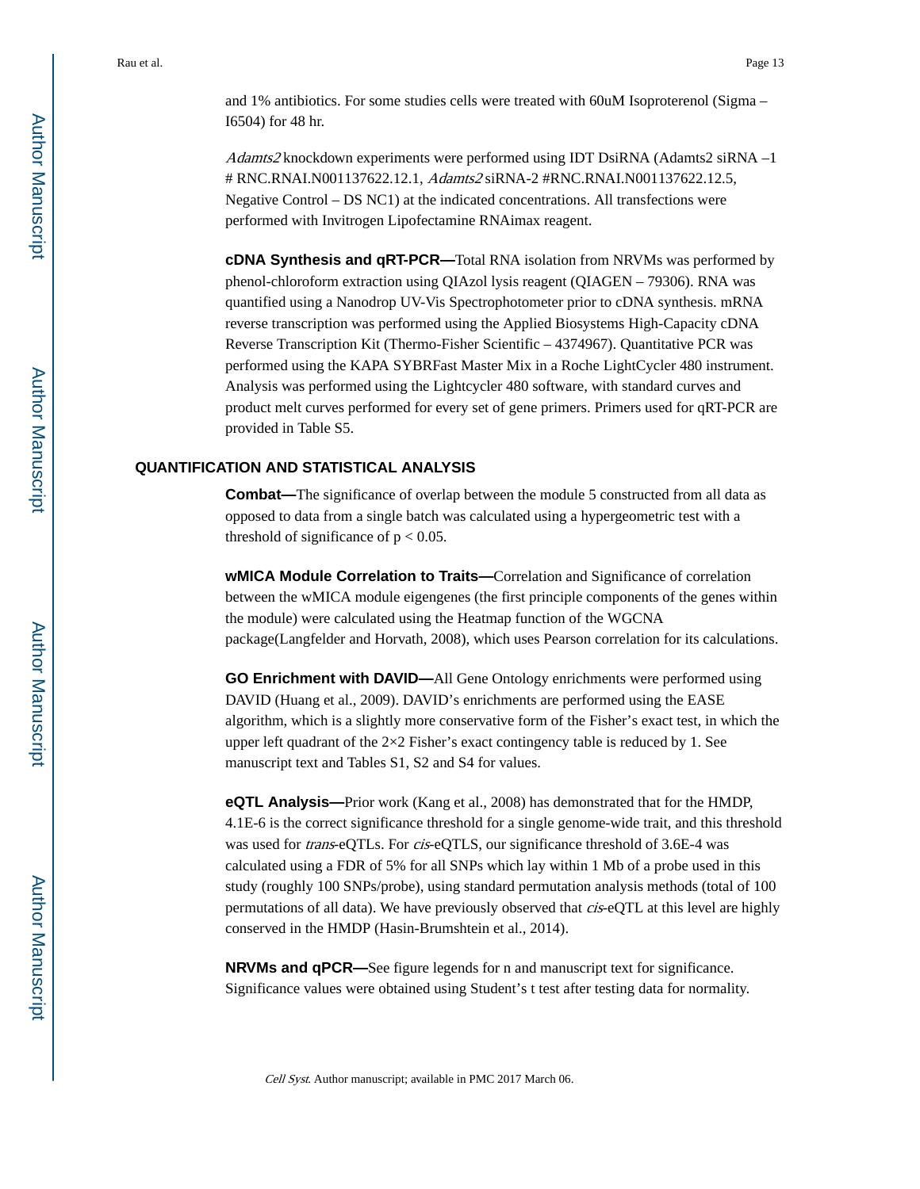and 1% antibiotics. For some studies cells were treated with 60uM Isoproterenol (Sigma – I6504) for 48 hr.

*Adamts2* knockdown experiments were performed using IDT DsiRNA (Adamts2 siRNA –1 # RNC.RNAI.N001137622.12.1, *Adamts2* siRNA-2 #RNC.RNAI.N001137622.12.5, Negative Control – DS NC1) at the indicated concentrations. All transfections were performed with Invitrogen Lipofectamine RNAimax reagent.

**cDNA Synthesis and qRT-PCR—**Total RNA isolation from NRVMs was performed by phenol-chloroform extraction using QIAzol lysis reagent (QIAGEN – 79306). RNA was quantified using a Nanodrop UV-Vis Spectrophotometer prior to cDNA synthesis. mRNA reverse transcription was performed using the Applied Biosystems High-Capacity cDNA Reverse Transcription Kit (Thermo-Fisher Scientific – 4374967). Quantitative PCR was performed using the KAPA SYBRFast Master Mix in a Roche LightCycler 480 instrument. Analysis was performed using the Lightcycler 480 software, with standard curves and product melt curves performed for every set of gene primers. Primers used for qRT-PCR are provided in Table S5.

## QUANTIFICATION AND STATISTICAL ANALYSIS

**Combat—**The significance of overlap between the module 5 constructed from all data as opposed to data from a single batch was calculated using a hypergeometric test with a threshold of significance of $p < 0.05$.

**wMICA Module Correlation to Traits—**Correlation and Significance of correlation between the wMICA module eigengenes (the first principle components of the genes within the module) were calculated using the Heatmap function of the WGCNA package(Langfelder and Horvath, 2008), which uses Pearson correlation for its calculations.

**GO Enrichment with DAVID—**All Gene Ontology enrichments were performed using DAVID (Huang et al., 2009). DAVID's enrichments are performed using the EASE algorithm, which is a slightly more conservative form of the Fisher's exact test, in which the upper left quadrant of the 2×2 Fisher's exact contingency table is reduced by 1. See manuscript text and Tables S1, S2 and S4 for values.

**eQTL Analysis—**Prior work (Kang et al., 2008) has demonstrated that for the HMDP, 4.1E-6 is the correct significance threshold for a single genome-wide trait, and this threshold was used for *trans*-eQTLs. For *cis*-eQTLS, our significance threshold of 3.6E-4 was calculated using a FDR of 5% for all SNPs which lay within 1 Mb of a probe used in this study (roughly 100 SNPs/probe), using standard permutation analysis methods (total of 100 permutations of all data). We have previously observed that *cis*-eQTL at this level are highly conserved in the HMDP (Hasin-Brumshtein et al., 2014).

**NRVMs and qPCR—**See figure legends for n and manuscript text for significance. Significance values were obtained using Student's t test after testing data for normality.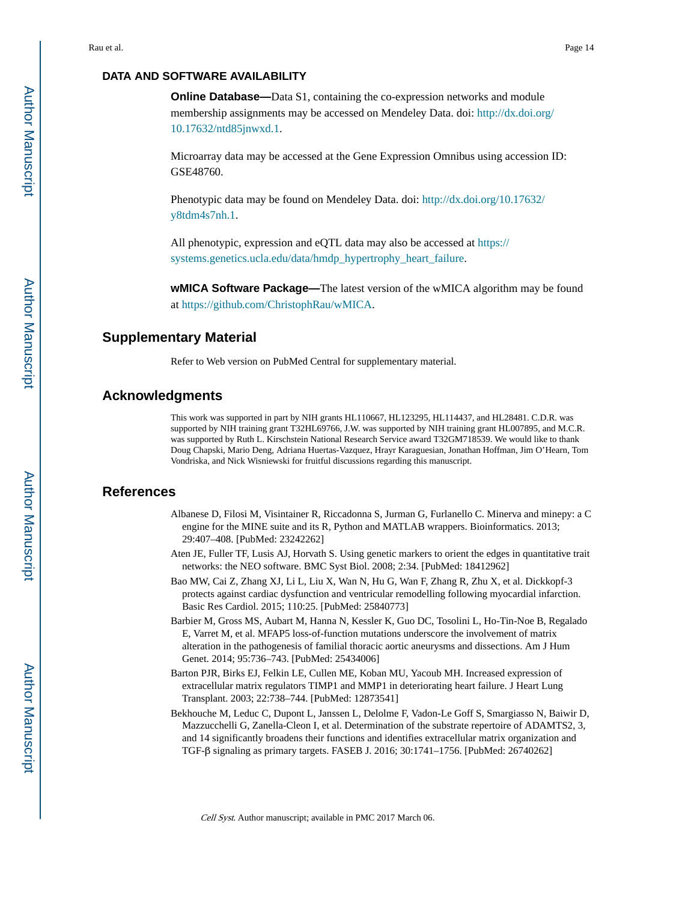## DATA AND SOFTWARE AVAILABILITY

**Online Database—**Data S1, containing the co-expression networks and module membership assignments may be accessed on Mendeley Data. doi: http://dx.doi.org/10.17632/ntd85jnwxd.1.

Microarray data may be accessed at the Gene Expression Omnibus using accession ID: GSE48760.

Phenotypic data may be found on Mendeley Data. doi: http://dx.doi.org/10.17632/y8tdm4s7nh.1.

All phenotypic, expression and eQTL data may also be accessed at https://systems.genetics.ucla.edu/data/hmdp_hypertrophy_heart_failure.

**wMICA Software Package—**The latest version of the wMICA algorithm may be found at https://github.com/ChristophRau/wMICA.

## Supplementary Material

Refer to Web version on PubMed Central for supplementary material.

## Acknowledgments

This work was supported in part by NIH grants HL110667, HL123295, HL114437, and HL28481. C.D.R. was supported by NIH training grant T32HL69766, J.W. was supported by NIH training grant HL007895, and M.C.R. was supported by Ruth L. Kirschstein National Research Service award T32GM718539. We would like to thank Doug Chapski, Mario Deng, Adriana Huertas-Vazquez, Hrayr Karaguesian, Jonathan Hoffman, Jim O'Hearn, Tom Vondriska, and Nick Wisniewski for fruitful discussions regarding this manuscript.

## References

Albanese D, Filosi M, Visintainer R, Riccadonna S, Jurman G, Furlanello C. Minerva and minepy: a C engine for the MINE suite and its R, Python and MATLAB wrappers. Bioinformatics. 2013; 29:407–408. [PubMed: 23242262]

Aten JE, Fuller TF, Lusis AJ, Horvath S. Using genetic markers to orient the edges in quantitative trait networks: the NEO software. BMC Syst Biol. 2008; 2:34. [PubMed: 18412962]

Bao MW, Cai Z, Zhang XJ, Li L, Liu X, Wan N, Hu G, Wan F, Zhang R, Zhu X, et al. Dickkopf-3 protects against cardiac dysfunction and ventricular remodelling following myocardial infarction. Basic Res Cardiol. 2015; 110:25. [PubMed: 25840773]

Barbier M, Gross MS, Aubart M, Hanna N, Kessler K, Guo DC, Tosolini L, Ho-Tin-Noe B, Regalado E, Varret M, et al. MFAP5 loss-of-function mutations underscore the involvement of matrix alteration in the pathogenesis of familial thoracic aortic aneurysms and dissections. Am J Hum Genet. 2014; 95:736–743. [PubMed: 25434006]

Barton PJR, Birks EJ, Felkin LE, Cullen ME, Koban MU, Yacoub MH. Increased expression of extracellular matrix regulators TIMP1 and MMP1 in deteriorating heart failure. J Heart Lung Transplant. 2003; 22:738–744. [PubMed: 12873541]

Bekhouche M, Leduc C, Dupont L, Janssen L, Delolme F, Vadon-Le Goff S, Smargiasso N, Baiwir D, Mazzucchelli G, Zanella-Cleon I, et al. Determination of the substrate repertoire of ADAMTS2, 3, and 14 significantly broadens their functions and identifies extracellular matrix organization and TGF-β signaling as primary targets. FASEB J. 2016; 30:1741–1756. [PubMed: 26740262]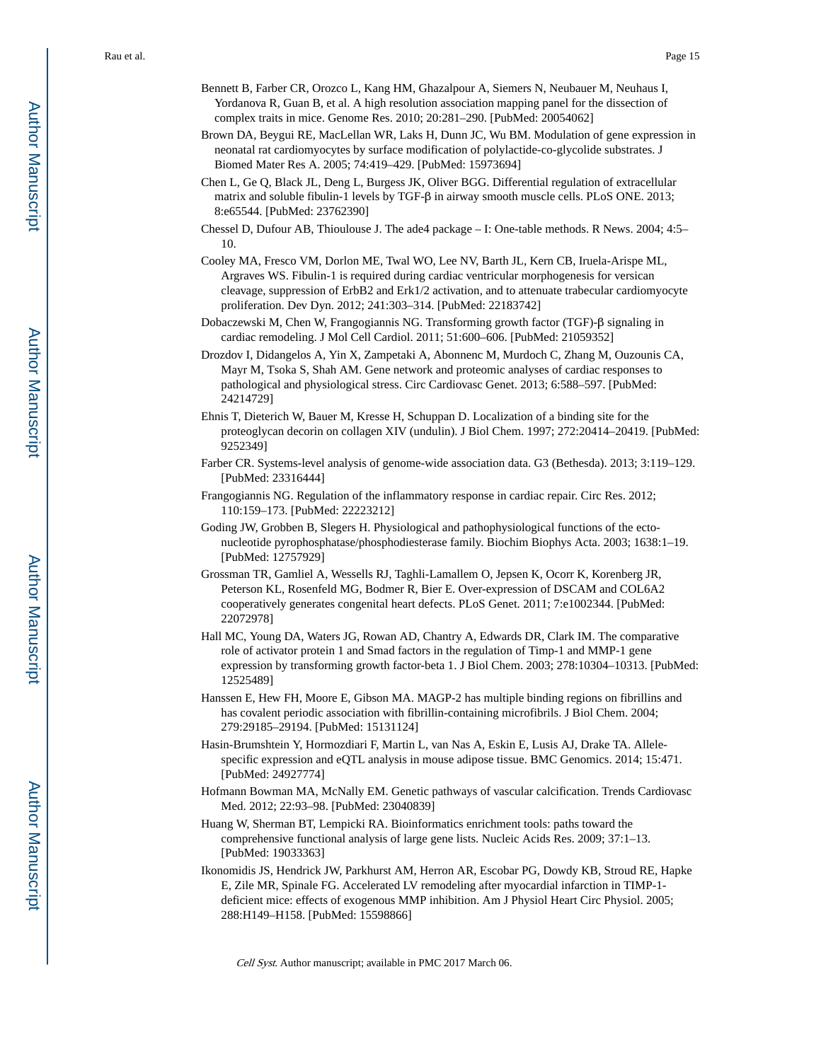Bennett B, Farber CR, Orozco L, Kang HM, Ghazalpour A, Siemers N, Neubauer M, Neuhaus I, Yordanova R, Guan B, et al. A high resolution association mapping panel for the dissection of complex traits in mice. Genome Res. 2010; 20:281–290. [PubMed: 20054062]

Brown DA, Beygui RE, MacLellan WR, Laks H, Dunn JC, Wu BM. Modulation of gene expression in neonatal rat cardiomyocytes by surface modification of polylactide-co-glycolide substrates. J Biomed Mater Res A. 2005; 74:419–429. [PubMed: 15973694]

Chen L, Ge Q, Black JL, Deng L, Burgess JK, Oliver BGG. Differential regulation of extracellular matrix and soluble fibulin-1 levels by TGF-β in airway smooth muscle cells. PLoS ONE. 2013; 8:e65544. [PubMed: 23762390]

Chessel D, Dufour AB, Thioulouse J. The ade4 package – I: One-table methods. R News. 2004; 4:5–10.

Cooley MA, Fresco VM, Dorlon ME, Twal WO, Lee NV, Barth JL, Kern CB, Iruela-Arispe ML, Argraves WS. Fibulin-1 is required during cardiac ventricular morphogenesis for versican cleavage, suppression of ErbB2 and Erk1/2 activation, and to attenuate trabecular cardiomyocyte proliferation. Dev Dyn. 2012; 241:303–314. [PubMed: 22183742]

Dobaczewski M, Chen W, Frangogiannis NG. Transforming growth factor (TGF)-β signaling in cardiac remodeling. J Mol Cell Cardiol. 2011; 51:600–606. [PubMed: 21059352]

Drozdov I, Didangelos A, Yin X, Zampetaki A, Abonnenc M, Murdoch C, Zhang M, Ouzounis CA, Mayr M, Tsoka S, Shah AM. Gene network and proteomic analyses of cardiac responses to pathological and physiological stress. Circ Cardiovasc Genet. 2013; 6:588–597. [PubMed: 24214729]

Ehnis T, Dieterich W, Bauer M, Kresse H, Schuppan D. Localization of a binding site for the proteoglycan decorin on collagen XIV (undulin). J Biol Chem. 1997; 272:20414–20419. [PubMed: 9252349]

Farber CR. Systems-level analysis of genome-wide association data. G3 (Bethesda). 2013; 3:119–129. [PubMed: 23316444]

Frangogiannis NG. Regulation of the inflammatory response in cardiac repair. Circ Res. 2012; 110:159–173. [PubMed: 22223212]

Goding JW, Grobben B, Slegers H. Physiological and pathophysiological functions of the ecto-nucleotide pyrophosphatase/phosphodiesterase family. Biochim Biophys Acta. 2003; 1638:1–19. [PubMed: 12757929]

Grossman TR, Gamliel A, Wessells RJ, Taghli-Lamallem O, Jepsen K, Ocorr K, Korenberg JR, Peterson KL, Rosenfeld MG, Bodmer R, Bier E. Over-expression of DSCAM and COL6A2 cooperatively generates congenital heart defects. PLoS Genet. 2011; 7:e1002344. [PubMed: 22072978]

Hall MC, Young DA, Waters JG, Rowan AD, Chantry A, Edwards DR, Clark IM. The comparative role of activator protein 1 and Smad factors in the regulation of Timp-1 and MMP-1 gene expression by transforming growth factor-beta 1. J Biol Chem. 2003; 278:10304–10313. [PubMed: 12525489]

Hanssen E, Hew FH, Moore E, Gibson MA. MAGP-2 has multiple binding regions on fibrillins and has covalent periodic association with fibrillin-containing microfibrils. J Biol Chem. 2004; 279:29185–29194. [PubMed: 15131124]

Hasin-Brumshtein Y, Hormozdiari F, Martin L, van Nas A, Eskin E, Lusis AJ, Drake TA. Allele-specific expression and eQTL analysis in mouse adipose tissue. BMC Genomics. 2014; 15:471. [PubMed: 24927774]

Hofmann Bowman MA, McNally EM. Genetic pathways of vascular calcification. Trends Cardiovasc Med. 2012; 22:93–98. [PubMed: 23040839]

Huang W, Sherman BT, Lempicki RA. Bioinformatics enrichment tools: paths toward the comprehensive functional analysis of large gene lists. Nucleic Acids Res. 2009; 37:1–13. [PubMed: 19033363]

Ikonomidis JS, Hendrick JW, Parkhurst AM, Herron AR, Escobar PG, Dowdy KB, Stroud RE, Hapke E, Zile MR, Spinale FG. Accelerated LV remodeling after myocardial infarction in TIMP-1-deficient mice: effects of exogenous MMP inhibition. Am J Physiol Heart Circ Physiol. 2005; 288:H149–H158. [PubMed: 15598866]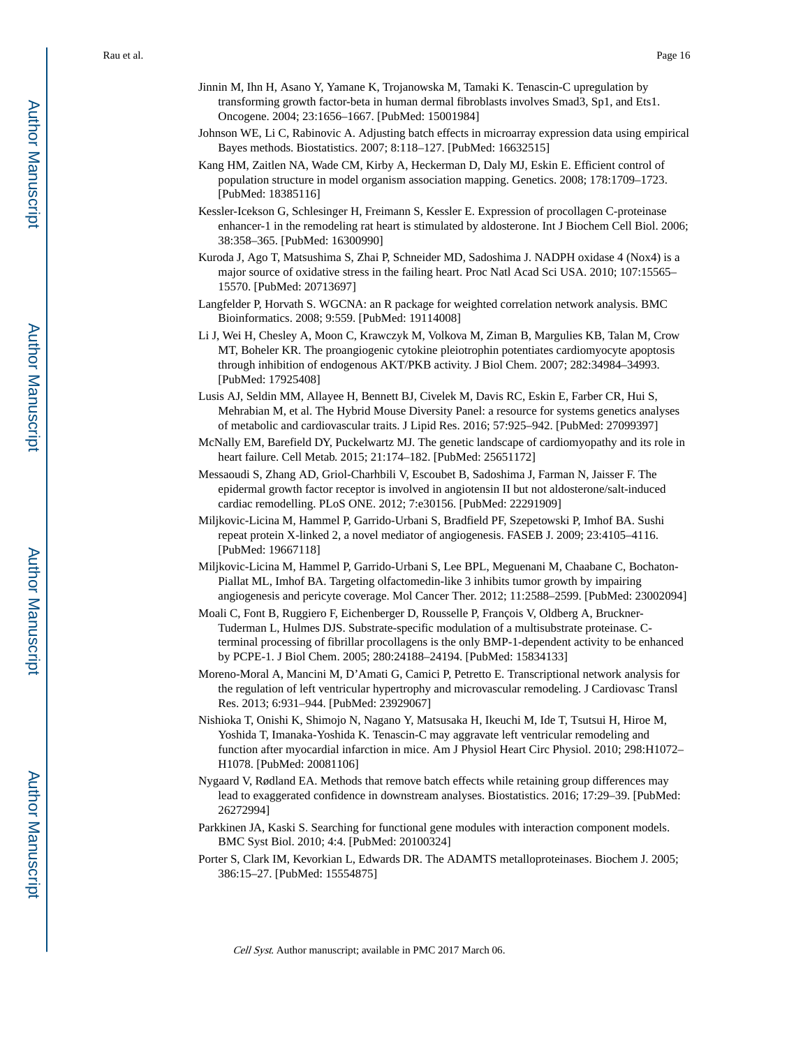Jinnin M, Ihn H, Asano Y, Yamane K, Trojanowska M, Tamaki K. Tenascin-C upregulation by transforming growth factor-beta in human dermal fibroblasts involves Smad3, Sp1, and Ets1. Oncogene. 2004; 23:1656–1667. [PubMed: 15001984]

Johnson WE, Li C, Rabinovic A. Adjusting batch effects in microarray expression data using empirical Bayes methods. Biostatistics. 2007; 8:118–127. [PubMed: 16632515]

Kang HM, Zaitlen NA, Wade CM, Kirby A, Heckerman D, Daly MJ, Eskin E. Efficient control of population structure in model organism association mapping. Genetics. 2008; 178:1709–1723. [PubMed: 18385116]

Kessler-Icekson G, Schlesinger H, Freimann S, Kessler E. Expression of procollagen C-proteinase enhancer-1 in the remodeling rat heart is stimulated by aldosterone. Int J Biochem Cell Biol. 2006; 38:358–365. [PubMed: 16300990]

Kuroda J, Ago T, Matsushima S, Zhai P, Schneider MD, Sadoshima J. NADPH oxidase 4 (Nox4) is a major source of oxidative stress in the failing heart. Proc Natl Acad Sci USA. 2010; 107:15565–15570. [PubMed: 20713697]

Langfelder P, Horvath S. WGCNA: an R package for weighted correlation network analysis. BMC Bioinformatics. 2008; 9:559. [PubMed: 19114008]

Li J, Wei H, Chesley A, Moon C, Krawczyk M, Volkova M, Ziman B, Margulies KB, Talan M, Crow MT, Boheler KR. The proangiogenic cytokine pleiotrophin potentiates cardiomyocyte apoptosis through inhibition of endogenous AKT/PKB activity. J Biol Chem. 2007; 282:34984–34993. [PubMed: 17925408]

Lusis AJ, Seldin MM, Allayee H, Bennett BJ, Civelek M, Davis RC, Eskin E, Farber CR, Hui S, Mehrabian M, et al. The Hybrid Mouse Diversity Panel: a resource for systems genetics analyses of metabolic and cardiovascular traits. J Lipid Res. 2016; 57:925–942. [PubMed: 27099397]

McNally EM, Barefield DY, Puckelwartz MJ. The genetic landscape of cardiomyopathy and its role in heart failure. Cell Metab. 2015; 21:174–182. [PubMed: 25651172]

Messaoudi S, Zhang AD, Griol-Charhbili V, Escoubet B, Sadoshima J, Farman N, Jaisser F. The epidermal growth factor receptor is involved in angiotensin II but not aldosterone/salt-induced cardiac remodelling. PLoS ONE. 2012; 7:e30156. [PubMed: 22291909]

Miljkovic-Licina M, Hammel P, Garrido-Urbani S, Bradfield PF, Szepetowski P, Imhof BA. Sushi repeat protein X-linked 2, a novel mediator of angiogenesis. FASEB J. 2009; 23:4105–4116. [PubMed: 19667118]

Miljkovic-Licina M, Hammel P, Garrido-Urbani S, Lee BPL, Meguenani M, Chaabane C, Bochaton-Piallat ML, Imhof BA. Targeting olfactomedin-like 3 inhibits tumor growth by impairing angiogenesis and pericyte coverage. Mol Cancer Ther. 2012; 11:2588–2599. [PubMed: 23002094]

Moali C, Font B, Ruggiero F, Eichenberger D, Rousselle P, François V, Oldberg A, Bruckner-Tuderman L, Hulmes DJS. Substrate-specific modulation of a multisubstrate proteinase. C-terminal processing of fibrillar procollagens is the only BMP-1-dependent activity to be enhanced by PCPE-1. J Biol Chem. 2005; 280:24188–24194. [PubMed: 15834133]

Moreno-Moral A, Mancini M, D'Amati G, Camici P, Petretto E. Transcriptional network analysis for the regulation of left ventricular hypertrophy and microvascular remodeling. J Cardiovasc Transl Res. 2013; 6:931–944. [PubMed: 23929067]

Nishioka T, Onishi K, Shimojo N, Nagano Y, Matsusaka H, Ikeuchi M, Ide T, Tsutsui H, Hiroe M, Yoshida T, Imanaka-Yoshida K. Tenascin-C may aggravate left ventricular remodeling and function after myocardial infarction in mice. Am J Physiol Heart Circ Physiol. 2010; 298:H1072–H1078. [PubMed: 20081106]

Nygaard V, Rødland EA. Methods that remove batch effects while retaining group differences may lead to exaggerated confidence in downstream analyses. Biostatistics. 2016; 17:29–39. [PubMed: 26272994]

Parkkinen JA, Kaski S. Searching for functional gene modules with interaction component models. BMC Syst Biol. 2010; 4:4. [PubMed: 20100324]

Porter S, Clark IM, Kevorkian L, Edwards DR. The ADAMTS metalloproteinases. Biochem J. 2005; 386:15–27. [PubMed: 15554875]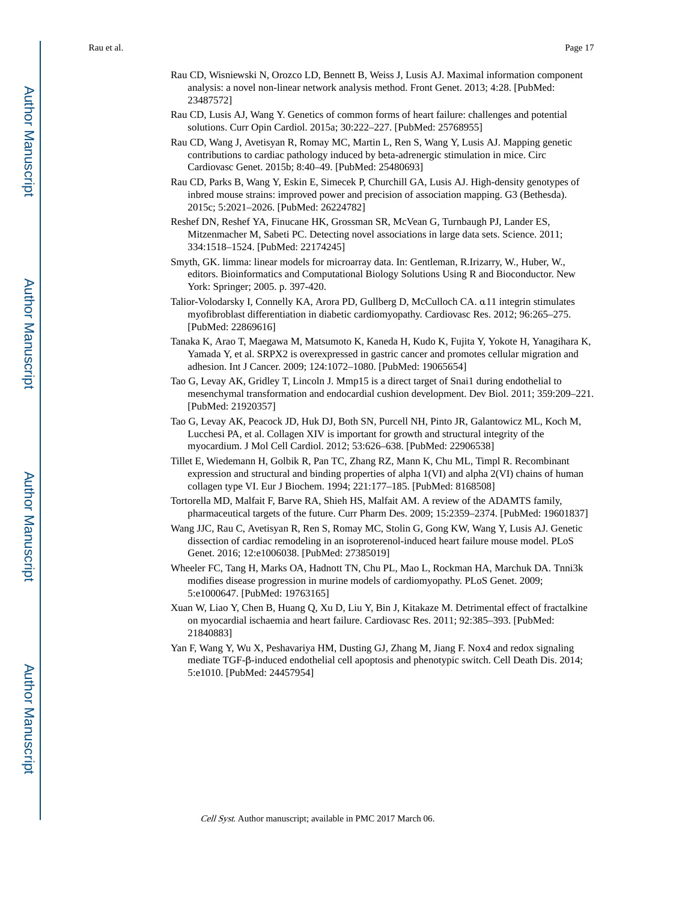Rau CD, Wisniewski N, Orozco LD, Bennett B, Weiss J, Lusis AJ. Maximal information component analysis: a novel non-linear network analysis method. Front Genet. 2013; 4:28. [PubMed: 23487572]

Rau CD, Lusis AJ, Wang Y. Genetics of common forms of heart failure: challenges and potential solutions. Curr Opin Cardiol. 2015a; 30:222–227. [PubMed: 25768955]

Rau CD, Wang J, Avetisyan R, Romay MC, Martin L, Ren S, Wang Y, Lusis AJ. Mapping genetic contributions to cardiac pathology induced by beta-adrenergic stimulation in mice. Circ Cardiovasc Genet. 2015b; 8:40–49. [PubMed: 25480693]

Rau CD, Parks B, Wang Y, Eskin E, Simecek P, Churchill GA, Lusis AJ. High-density genotypes of inbred mouse strains: improved power and precision of association mapping. G3 (Bethesda). 2015c; 5:2021–2026. [PubMed: 26224782]

Reshef DN, Reshef YA, Finucane HK, Grossman SR, McVean G, Turnbaugh PJ, Lander ES, Mitzenmacher M, Sabeti PC. Detecting novel associations in large data sets. Science. 2011; 334:1518–1524. [PubMed: 22174245]

Smyth, GK. limma: linear models for microarray data. In: Gentleman, R.Irizarry, W., Huber, W., editors. Bioinformatics and Computational Biology Solutions Using R and Bioconductor. New York: Springer; 2005. p. 397-420.

Talior-Volodarsky I, Connelly KA, Arora PD, Gullberg D, McCulloch CA. α11 integrin stimulates myofibroblast differentiation in diabetic cardiomyopathy. Cardiovasc Res. 2012; 96:265–275. [PubMed: 22869616]

Tanaka K, Arao T, Maegawa M, Matsumoto K, Kaneda H, Kudo K, Fujita Y, Yokote H, Yanagihara K, Yamada Y, et al. SRPX2 is overexpressed in gastric cancer and promotes cellular migration and adhesion. Int J Cancer. 2009; 124:1072–1080. [PubMed: 19065654]

Tao G, Levay AK, Gridley T, Lincoln J. Mmp15 is a direct target of Snai1 during endothelial to mesenchymal transformation and endocardial cushion development. Dev Biol. 2011; 359:209–221. [PubMed: 21920357]

Tao G, Levay AK, Peacock JD, Huk DJ, Both SN, Purcell NH, Pinto JR, Galantowicz ML, Koch M, Lucchesi PA, et al. Collagen XIV is important for growth and structural integrity of the myocardium. J Mol Cell Cardiol. 2012; 53:626–638. [PubMed: 22906538]

Tillet E, Wiedemann H, Golbik R, Pan TC, Zhang RZ, Mann K, Chu ML, Timpl R. Recombinant expression and structural and binding properties of alpha 1(VI) and alpha 2(VI) chains of human collagen type VI. Eur J Biochem. 1994; 221:177–185. [PubMed: 8168508]

Tortorella MD, Malfait F, Barve RA, Shieh HS, Malfait AM. A review of the ADAMTS family, pharmaceutical targets of the future. Curr Pharm Des. 2009; 15:2359–2374. [PubMed: 19601837]

Wang JJC, Rau C, Avetisyan R, Ren S, Romay MC, Stolin G, Gong KW, Wang Y, Lusis AJ. Genetic dissection of cardiac remodeling in an isoproterenol-induced heart failure mouse model. PLoS Genet. 2016; 12:e1006038. [PubMed: 27385019]

Wheeler FC, Tang H, Marks OA, Hadnott TN, Chu PL, Mao L, Rockman HA, Marchuk DA. Tnni3k modifies disease progression in murine models of cardiomyopathy. PLoS Genet. 2009; 5:e1000647. [PubMed: 19763165]

Xuan W, Liao Y, Chen B, Huang Q, Xu D, Liu Y, Bin J, Kitakaze M. Detrimental effect of fractalkine on myocardial ischaemia and heart failure. Cardiovasc Res. 2011; 92:385–393. [PubMed: 21840883]

Yan F, Wang Y, Wu X, Peshavariya HM, Dusting GJ, Zhang M, Jiang F. Nox4 and redox signaling mediate TGF-β-induced endothelial cell apoptosis and phenotypic switch. Cell Death Dis. 2014; 5:e1010. [PubMed: 24457954]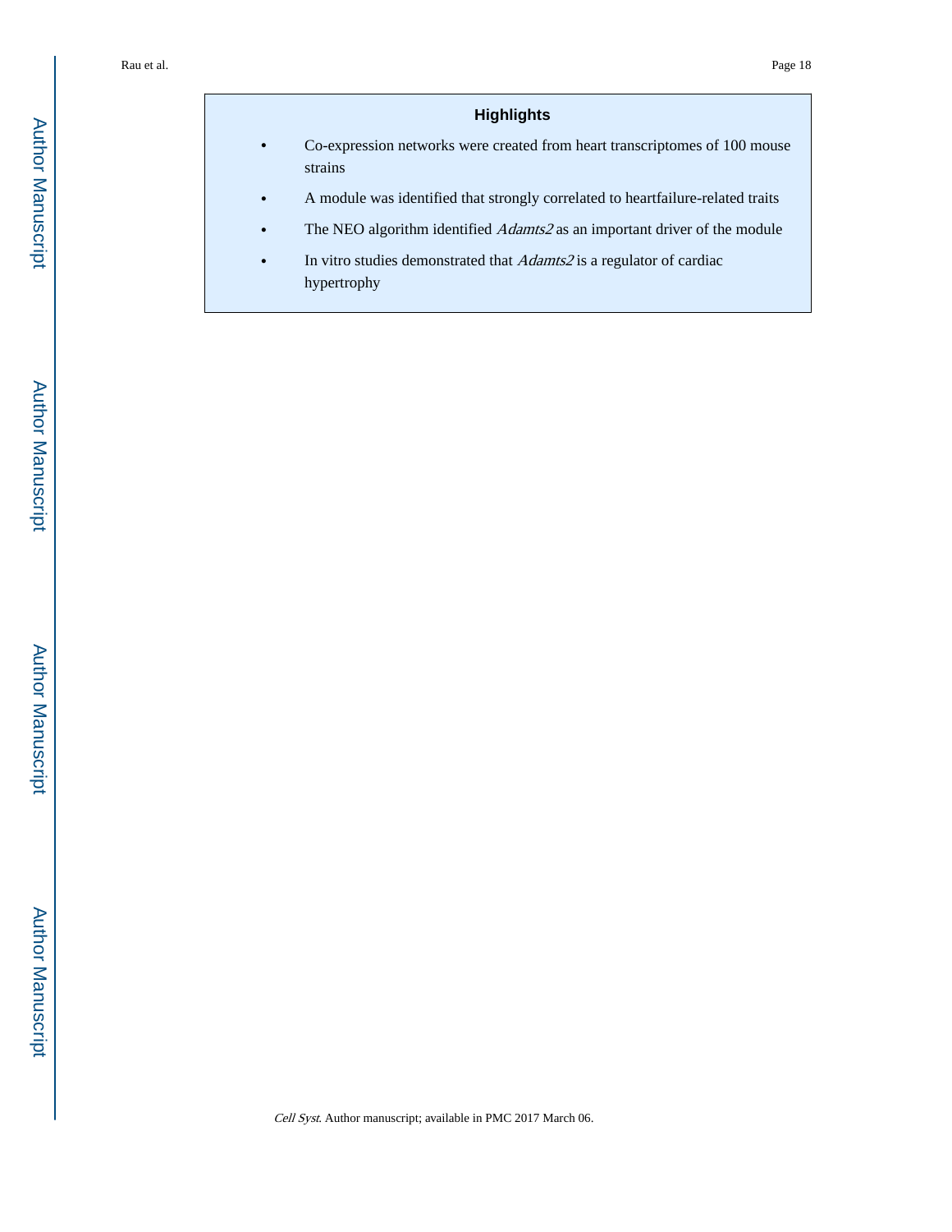## Highlights

- Co-expression networks were created from heart transcriptomes of 100 mouse strains
- A module was identified that strongly correlated to heartfailure-related traits
- The NEO algorithm identified *Adamts2* as an important driver of the module
- In vitro studies demonstrated that *Adamts2* is a regulator of cardiac hypertrophy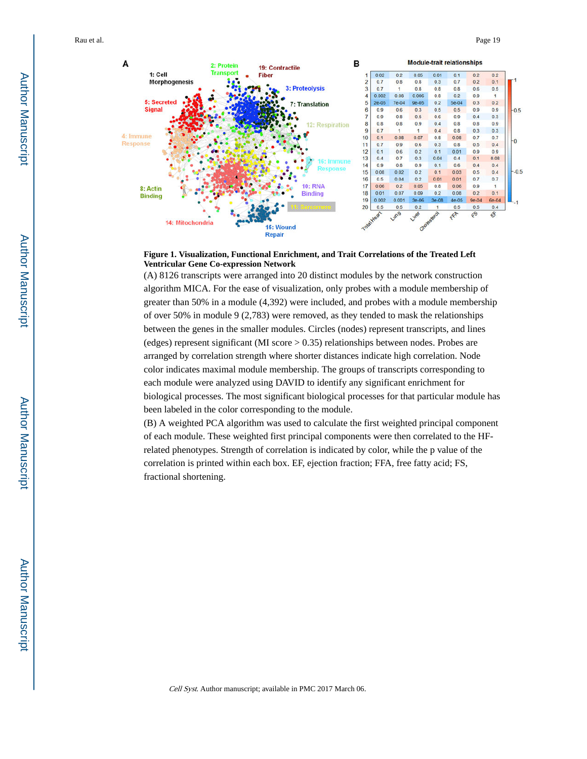**Figure 1. Visualization, Functional Enrichment, and Trait Correlations of the Treated Left Ventricular Gene Co-expression Network**

(A) 8126 transcripts were arranged into 20 distinct modules by the network construction algorithm MICA. For the ease of visualization, only probes with a module membership of greater than 50% in a module (4,392) were included, and probes with a module membership of over 50% in module 9 (2,783) were removed, as they tended to mask the relationships between the genes in the smaller modules. Circles (nodes) represent transcripts, and lines (edges) represent significant (MI score > 0.35) relationships between nodes. Probes are arranged by correlation strength where shorter distances indicate high correlation. Node color indicates maximal module membership. The groups of transcripts corresponding to each module were analyzed using DAVID to identify any significant enrichment for biological processes. The most significant biological processes for that particular module has been labeled in the color corresponding to the module.

(B) A weighted PCA algorithm was used to calculate the first weighted principal component of each module. These weighted first principal components were then correlated to the HF-related phenotypes. Strength of correlation is indicated by color, while the p value of the correlation is printed within each box. EF, ejection fraction; FFA, free fatty acid; FS, fractional shortening.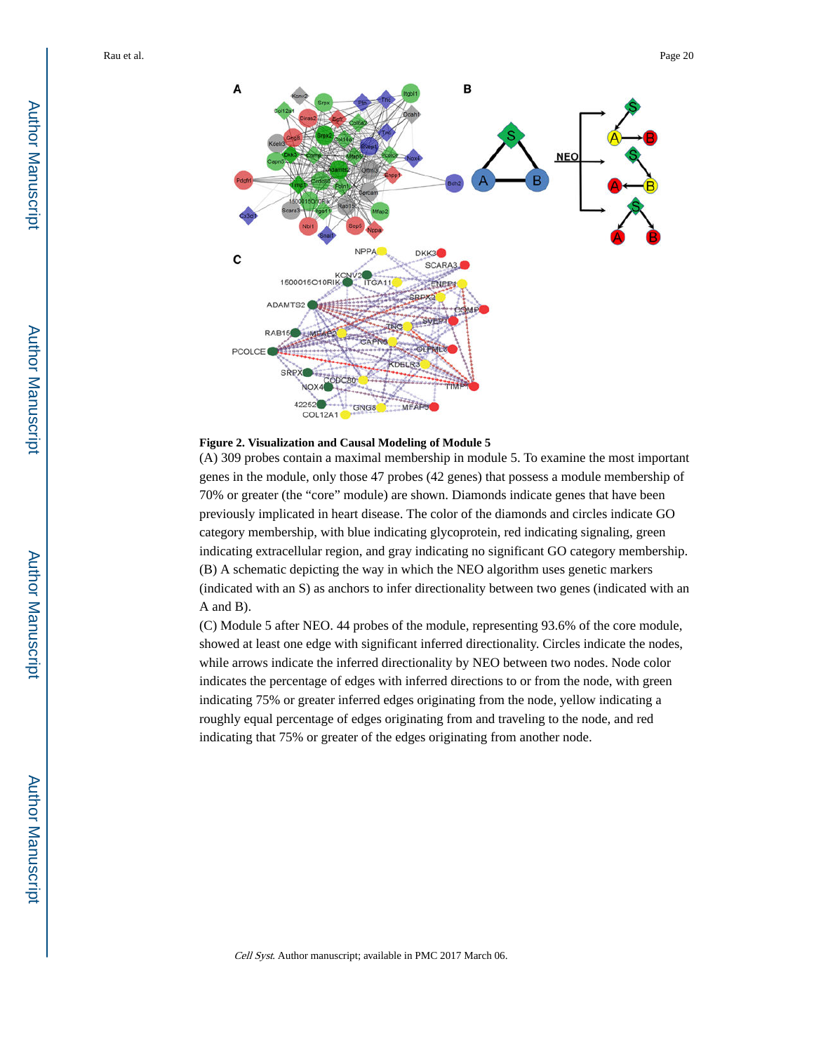**Figure 2. Visualization and Causal Modeling of Module 5**

(A) 309 probes contain a maximal membership in module 5. To examine the most important genes in the module, only those 47 probes (42 genes) that possess a module membership of 70% or greater (the "core" module) are shown. Diamonds indicate genes that have been previously implicated in heart disease. The color of the diamonds and circles indicate GO category membership, with blue indicating glycoprotein, red indicating signaling, green indicating extracellular region, and gray indicating no significant GO category membership.

(B) A schematic depicting the way in which the NEO algorithm uses genetic markers (indicated with an S) as anchors to infer directionality between two genes (indicated with an A and B).

(C) Module 5 after NEO. 44 probes of the module, representing 93.6% of the core module, showed at least one edge with significant inferred directionality. Circles indicate the nodes, while arrows indicate the inferred directionality by NEO between two nodes. Node color indicates the percentage of edges with inferred directions to or from the node, with green indicating 75% or greater inferred edges originating from the node, yellow indicating a roughly equal percentage of edges originating from and traveling to the node, and red indicating that 75% or greater of the edges originating from another node.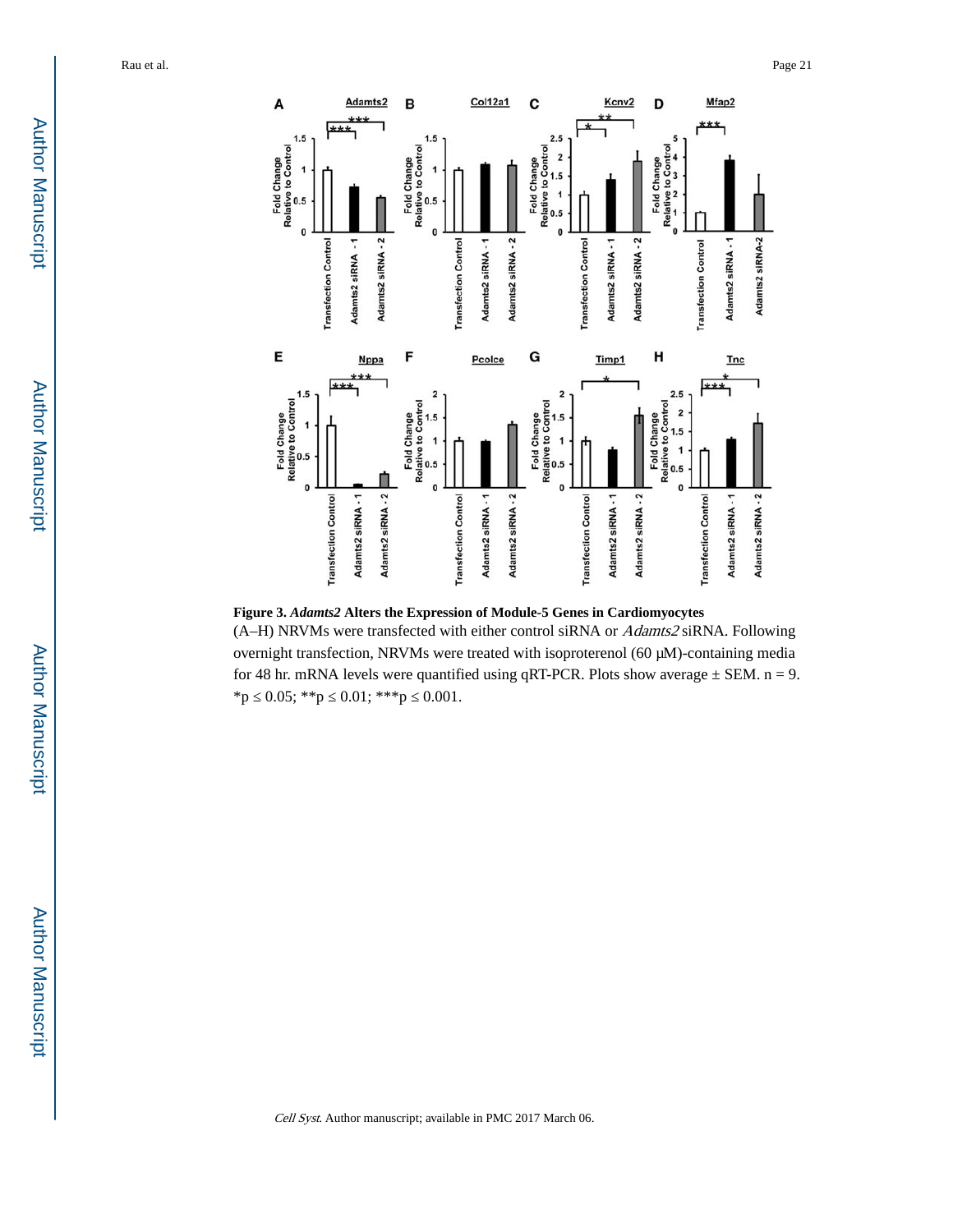**Figure 3. *Adamts2* Alters the Expression of Module-5 Genes in Cardiomyocytes**

(A–H) NRVMs were transfected with either control siRNA or *Adamts2* siRNA. Following overnight transfection, NRVMs were treated with isoproterenol (60 μM)-containing media for 48 hr. mRNA levels were quantified using qRT-PCR. Plots show average ± SEM. n = 9. *p ≤ 0.05; **p ≤ 0.01; ***p ≤ 0.001.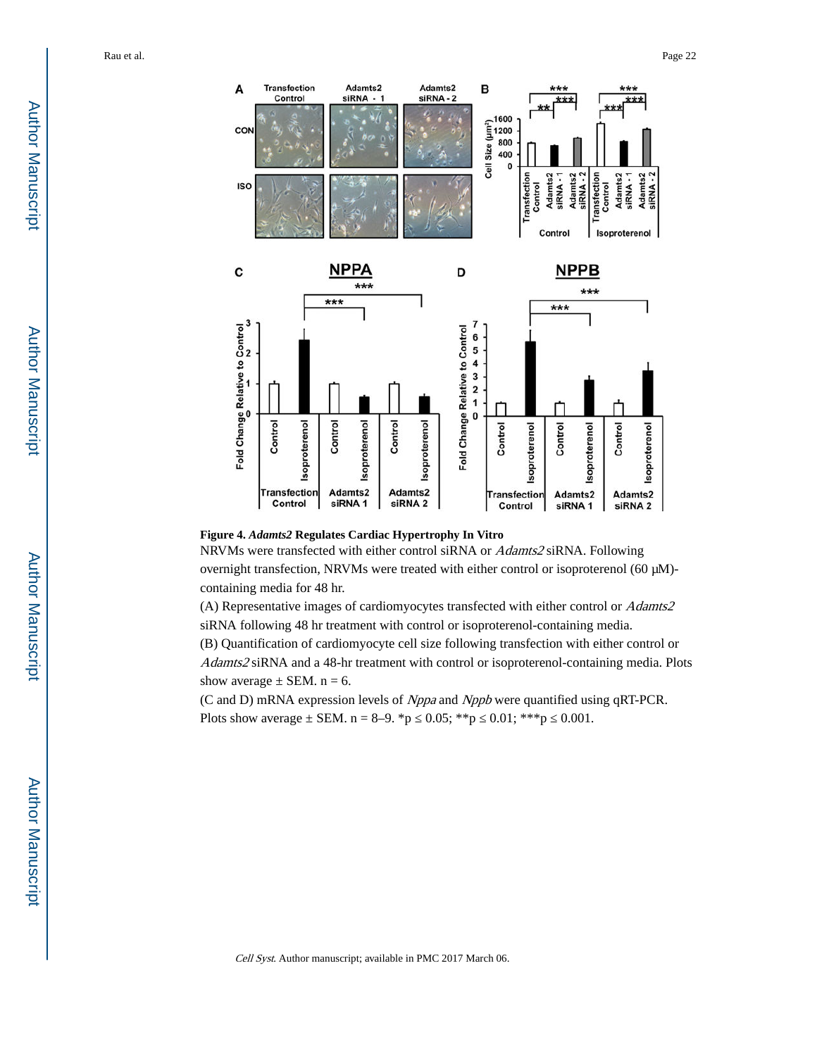A

Transfection Control

Adamts2 siRNA - 1

Adamts2 siRNA - 2

CON

ISO

B

Cell Size (μm²)

1600

1200

800

400

0

Transfection Control

Adamts2 siRNA - 1

Adamts2 siRNA - 2

Transfection Control

Adamts2 siRNA - 1

Adamts2 siRNA - 2

Control

Isoproterenol

**

***

***

***

***

***

C

NPPA

***

***

Fold Change Relative to Control

3

2

1

0

Control

Isoproterenol

Control

Isoproterenol

Control

Isoproterenol

Transfection Control

Adamts2 siRNA 1

Adamts2 siRNA 2

D

NPPB

***

***

Fold Change Relative to Control

7

6

5

4

3

2

1

0

Control

Isoproterenol

Control

Isoproterenol

Control

Isoproterenol

Transfection Control

Adamts2 siRNA 1

Adamts2 siRNA 2

**Figure 4. *Adamts2* Regulates Cardiac Hypertrophy In Vitro**

NRVMs were transfected with either control siRNA or *Adamts2* siRNA. Following overnight transfection, NRVMs were treated with either control or isoproterenol (60 μM)-containing media for 48 hr.

(A) Representative images of cardiomyocytes transfected with either control or *Adamts2* siRNA following 48 hr treatment with control or isoproterenol-containing media.

(B) Quantification of cardiomyocyte cell size following transfection with either control or *Adamts2* siRNA and a 48-hr treatment with control or isoproterenol-containing media. Plots show average ± SEM. n = 6.

(C and D) mRNA expression levels of *Nppa* and *Nppb* were quantified using qRT-PCR. Plots show average ± SEM. n = 8–9. *p ≤ 0.05; **p ≤ 0.01; ***p ≤ 0.001.